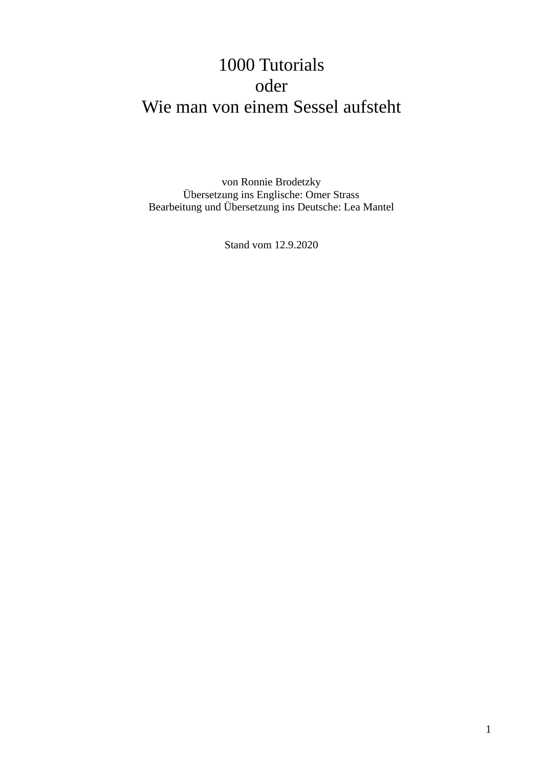# 1000 Tutorials
# oder
# Wie man von einem Sessel aufsteht

von Ronnie Brodetzky
Übersetzung ins Englische: Omer Strass
Bearbeitung und Übersetzung ins Deutsche: Lea Mantel

Stand vom 12.9.2020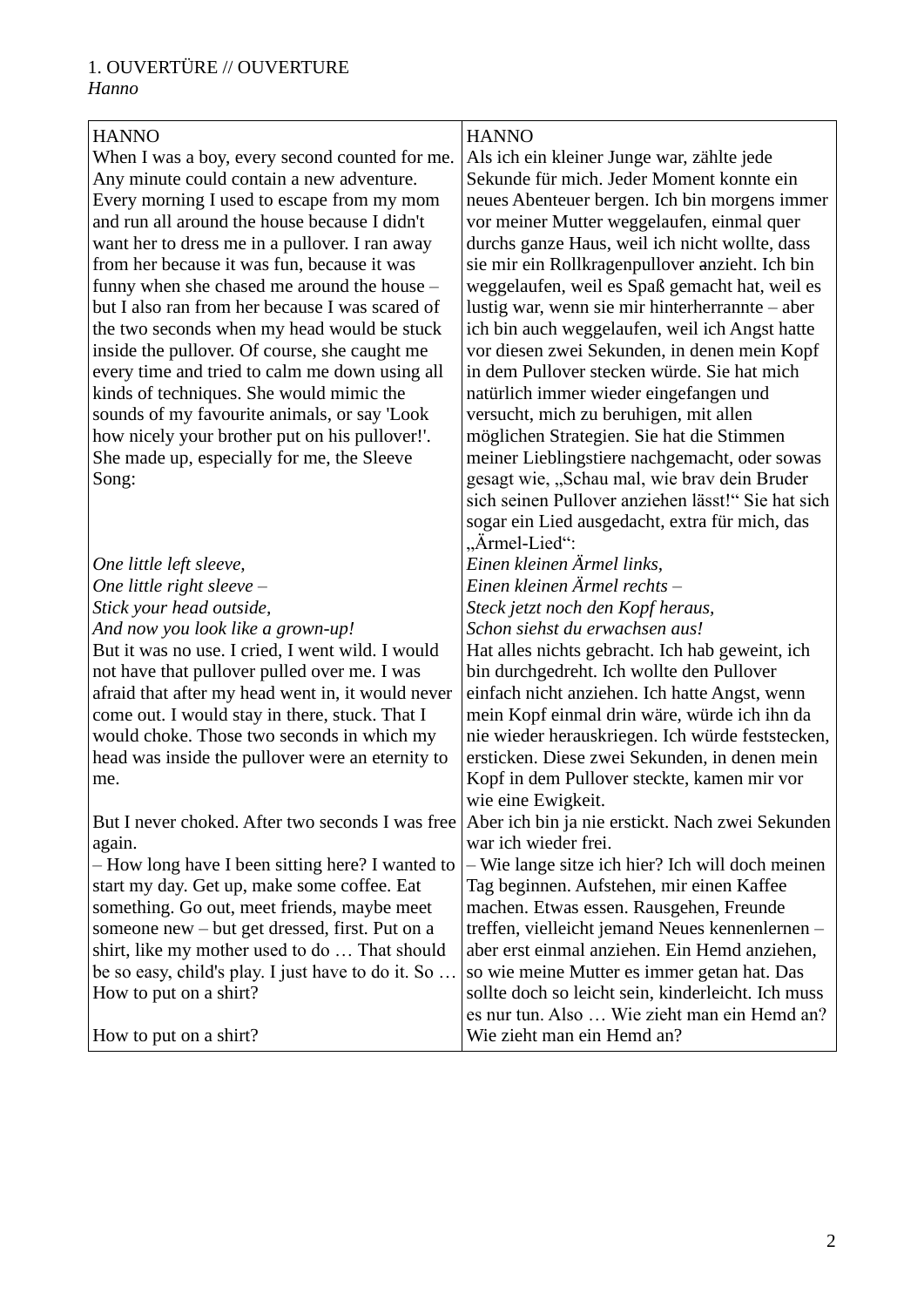1. OUVERTÜRE // OUVERTURE
*Hanno*

| HANNO | HANNO |
|---|---|
| When I was a boy, every second counted for me. Any minute could contain a new adventure. Every morning I used to escape from my mom and run all around the house because I didn't want her to dress me in a pullover. I ran away from her because it was fun, because it was funny when she chased me around the house – but I also ran from her because I was scared of the two seconds when my head would be stuck inside the pullover. Of course, she caught me every time and tried to calm me down using all kinds of techniques. She would mimic the sounds of my favourite animals, or say 'Look how nicely your brother put on his pullover!'. She made up, especially for me, the Sleeve Song: | Als ich ein kleiner Junge war, zählte jede Sekunde für mich. Jeder Moment konnte ein neues Abenteuer bergen. Ich bin morgens immer vor meiner Mutter weggelaufen, einmal quer durchs ganze Haus, weil ich nicht wollte, dass sie mir ein Rollkragenpullover anzieht. Ich bin weggelaufen, weil es Spaß gemacht hat, weil es lustig war, wenn sie mir hinterherrannte – aber ich bin auch weggelaufen, weil ich Angst hatte vor diesen zwei Sekunden, in denen mein Kopf in dem Pullover stecken würde. Sie hat mich natürlich immer wieder eingefangen und versucht, mich zu beruhigen, mit allen möglichen Strategien. Sie hat die Stimmen meiner Lieblingstiere nachgemacht, oder sowas gesagt wie, „Schau mal, wie brav dein Bruder sich seinen Pullover anziehen lässt!“ Sie hat sich sogar ein Lied ausgedacht, extra für mich, das „Ärmel-Lied“: |
| *One little left sleeve,*<br>*One little right sleeve –*<br>*Stick your head outside,*<br>*And now you look like a grown-up!* | *Einen kleinen Ärmel links,*<br>*Einen kleinen Ärmel rechts –*<br>*Steck jetzt noch den Kopf heraus,*<br>*Schon siehst du erwachsen aus!* |
| But it was no use. I cried, I went wild. I would not have that pullover pulled over me. I was afraid that after my head went in, it would never come out. I would stay in there, stuck. That I would choke. Those two seconds in which my head was inside the pullover were an eternity to me. | Hat alles nichts gebracht. Ich hab geweint, ich bin durchgedreht. Ich wollte den Pullover einfach nicht anziehen. Ich hatte Angst, wenn mein Kopf einmal drin wäre, würde ich ihn da nie wieder herauskriegen. Ich würde feststecken, ersticken. Diese zwei Sekunden, in denen mein Kopf in dem Pullover steckte, kamen mir vor wie eine Ewigkeit. |
| But I never choked. After two seconds I was free again.<br>– How long have I been sitting here? I wanted to start my day. Get up, make some coffee. Eat something. Go out, meet friends, maybe meet someone new – but get dressed, first. Put on a shirt, like my mother used to do … That should be so easy, child's play. I just have to do it. So … How to put on a shirt?<br><br>How to put on a shirt? | Aber ich bin ja nie erstickt. Nach zwei Sekunden war ich wieder frei.<br>– Wie lange sitze ich hier? Ich will doch meinen Tag beginnen. Aufstehen, mir einen Kaffee machen. Etwas essen. Rausgehen, Freunde treffen, vielleicht jemand Neues kennenlernen – aber erst einmal anziehen. Ein Hemd anziehen, so wie meine Mutter es immer getan hat. Das sollte doch so leicht sein, kinderleicht. Ich muss es nur tun. Also … Wie zieht man ein Hemd an?<br>Wie zieht man ein Hemd an? |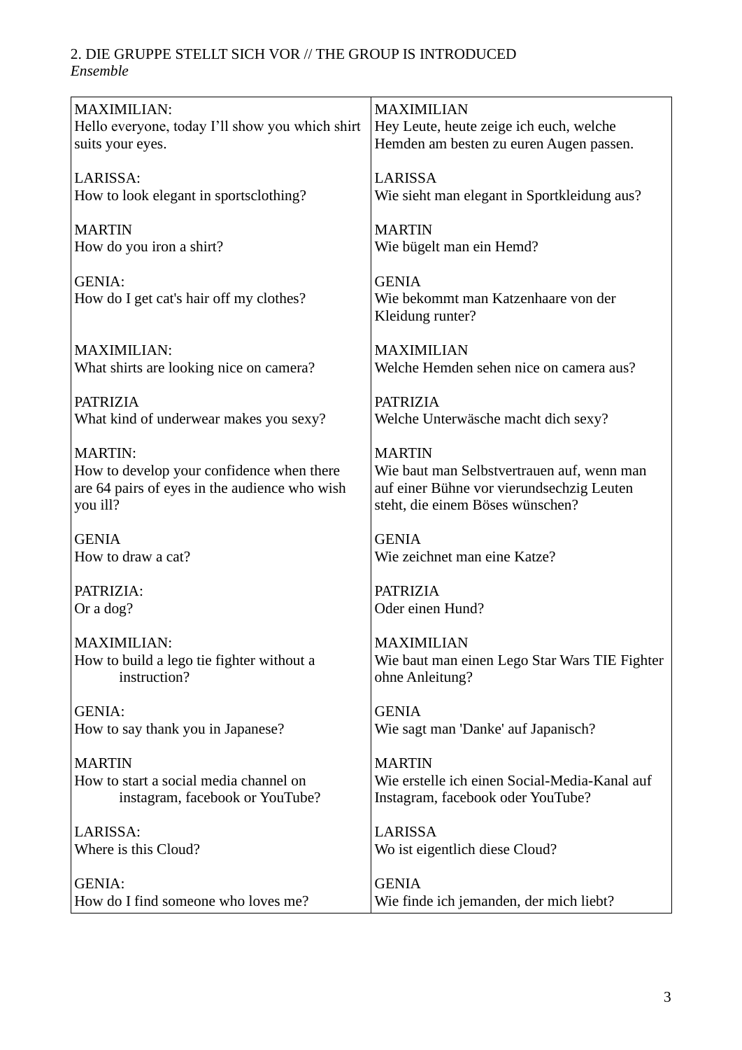2. DIE GRUPPE STELLT SICH VOR // THE GROUP IS INTRODUCED
*Ensemble*

| | |
|---|---|
| MAXIMILIAN:<br>Hello everyone, today I'll show you which shirt suits your eyes. | MAXIMILIAN<br>Hey Leute, heute zeige ich euch, welche Hemden am besten zu euren Augen passen. |
| LARISSA:<br>How to look elegant in sportsclothing? | LARISSA<br>Wie sieht man elegant in Sportkleidung aus? |
| MARTIN<br>How do you iron a shirt? | MARTIN<br>Wie bügelt man ein Hemd? |
| GENIA:<br>How do I get cat's hair off my clothes? | GENIA<br>Wie bekommt man Katzenhaare von der Kleidung runter? |
| MAXIMILIAN:<br>What shirts are looking nice on camera? | MAXIMILIAN<br>Welche Hemden sehen nice on camera aus? |
| PATRIZIA<br>What kind of underwear makes you sexy? | PATRIZIA<br>Welche Unterwäsche macht dich sexy? |
| MARTIN:<br>How to develop your confidence when there are 64 pairs of eyes in the audience who wish you ill? | MARTIN<br>Wie baut man Selbstvertrauen auf, wenn man auf einer Bühne vor vierundsechzig Leuten steht, die einem Böses wünschen? |
| GENIA<br>How to draw a cat? | GENIA<br>Wie zeichnet man eine Katze? |
| PATRIZIA:<br>Or a dog? | PATRIZIA<br>Oder einen Hund? |
| MAXIMILIAN:<br>How to build a lego tie fighter without a instruction? | MAXIMILIAN<br>Wie baut man einen Lego Star Wars TIE Fighter ohne Anleitung? |
| GENIA:<br>How to say thank you in Japanese? | GENIA<br>Wie sagt man 'Danke' auf Japanisch? |
| MARTIN<br>How to start a social media channel on instagram, facebook or YouTube? | MARTIN<br>Wie erstelle ich einen Social-Media-Kanal auf Instagram, facebook oder YouTube? |
| LARISSA:<br>Where is this Cloud? | LARISSA<br>Wo ist eigentlich diese Cloud? |
| GENIA:<br>How do I find someone who loves me? | GENIA<br>Wie finde ich jemanden, der mich liebt? |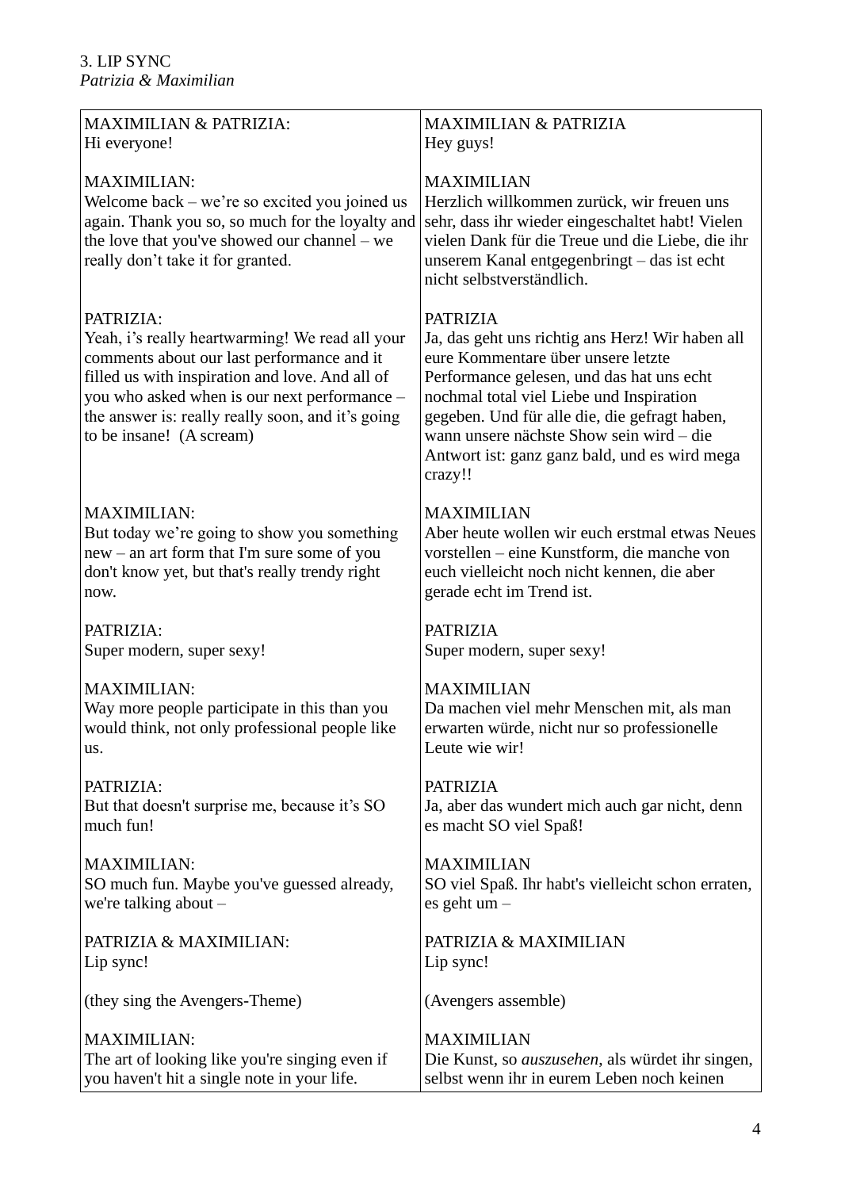3. LIP SYNC
*Patrizia & Maximilian*

| | |
|---|---|
| MAXIMILIAN & PATRIZIA:<br>Hi everyone! | MAXIMILIAN & PATRIZIA<br>Hey guys! |
| MAXIMILIAN:<br>Welcome back – we're so excited you joined us again. Thank you so, so much for the loyalty and the love that you've showed our channel – we really don't take it for granted. | MAXIMILIAN<br>Herzlich willkommen zurück, wir freuen uns sehr, dass ihr wieder eingeschaltet habt! Vielen vielen Dank für die Treue und die Liebe, die ihr unserem Kanal entgegenbringt – das ist echt nicht selbstverständlich. |
| PATRIZIA:<br>Yeah, i's really heartwarming! We read all your comments about our last performance and it filled us with inspiration and love. And all of you who asked when is our next performance – the answer is: really really soon, and it's going to be insane! (A scream) | PATRIZIA<br>Ja, das geht uns richtig ans Herz! Wir haben all eure Kommentare über unsere letzte Performance gelesen, und das hat uns echt nochmal total viel Liebe und Inspiration gegeben. Und für alle die, die gefragt haben, wann unsere nächste Show sein wird – die Antwort ist: ganz ganz bald, und es wird mega crazy!! |
| MAXIMILIAN:<br>But today we're going to show you something new – an art form that I'm sure some of you don't know yet, but that's really trendy right now. | MAXIMILIAN<br>Aber heute wollen wir euch erstmal etwas Neues vorstellen – eine Kunstform, die manche von euch vielleicht noch nicht kennen, die aber gerade echt im Trend ist. |
| PATRIZIA:<br>Super modern, super sexy! | PATRIZIA<br>Super modern, super sexy! |
| MAXIMILIAN:<br>Way more people participate in this than you would think, not only professional people like us. | MAXIMILIAN<br>Da machen viel mehr Menschen mit, als man erwarten würde, nicht nur so professionelle Leute wie wir! |
| PATRIZIA:<br>But that doesn't surprise me, because it's SO much fun! | PATRIZIA<br>Ja, aber das wundert mich auch gar nicht, denn es macht SO viel Spaß! |
| MAXIMILIAN:<br>SO much fun. Maybe you've guessed already, we're talking about – | MAXIMILIAN<br>SO viel Spaß. Ihr habt's vielleicht schon erraten, es geht um – |
| PATRIZIA & MAXIMILIAN:<br>Lip sync! | PATRIZIA & MAXIMILIAN<br>Lip sync! |
| (they sing the Avengers-Theme) | (Avengers assemble) |
| MAXIMILIAN:<br>The art of looking like you're singing even if you haven't hit a single note in your life. | MAXIMILIAN<br>Die Kunst, so *auszusehen*, als würdet ihr singen, selbst wenn ihr in eurem Leben noch keinen |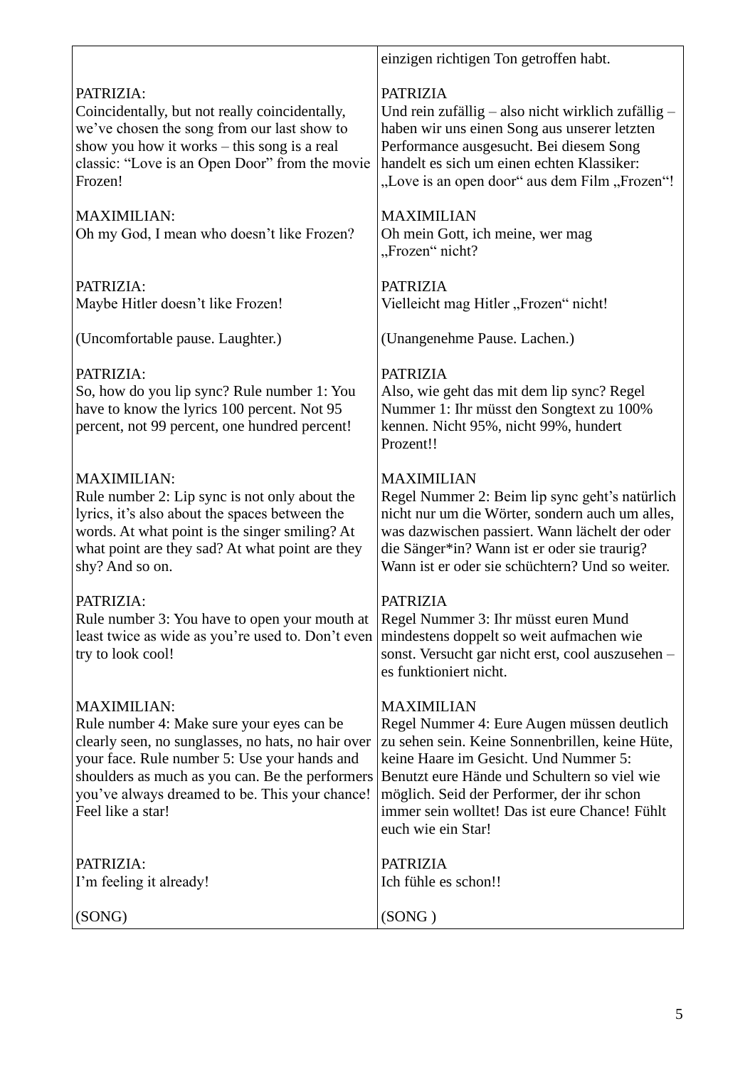| | |
|---|---|
| | einzigen richtigen Ton getroffen habt. |
| PATRIZIA:<br>Coincidentally, but not really coincidentally, we’ve chosen the song from our last show to show you how it works – this song is a real classic: “Love is an Open Door” from the movie Frozen! | PATRIZIA<br>Und rein zufällig – also nicht wirklich zufällig – haben wir uns einen Song aus unserer letzten Performance ausgesucht. Bei diesem Song handelt es sich um einen echten Klassiker: „Love is an open door“ aus dem Film „Frozen“! |
| MAXIMILIAN:<br>Oh my God, I mean who doesn’t like Frozen? | MAXIMILIAN<br>Oh mein Gott, ich meine, wer mag „Frozen“ nicht? |
| PATRIZIA:<br>Maybe Hitler doesn’t like Frozen! | PATRIZIA<br>Vielleicht mag Hitler „Frozen“ nicht! |
| (Uncomfortable pause. Laughter.) | (Unangenehme Pause. Lachen.) |
| PATRIZIA:<br>So, how do you lip sync? Rule number 1: You have to know the lyrics 100 percent. Not 95 percent, not 99 percent, one hundred percent! | PATRIZIA<br>Also, wie geht das mit dem lip sync? Regel Nummer 1: Ihr müsst den Songtext zu 100% kennen. Nicht 95%, nicht 99%, hundert Prozent!! |
| MAXIMILIAN:<br>Rule number 2: Lip sync is not only about the lyrics, it’s also about the spaces between the words. At what point is the singer smiling? At what point are they sad? At what point are they shy? And so on. | MAXIMILIAN<br>Regel Nummer 2: Beim lip sync geht’s natürlich nicht nur um die Wörter, sondern auch um alles, was dazwischen passiert. Wann lächelt der oder die Sänger*in? Wann ist er oder sie traurig? Wann ist er oder sie schüchtern? Und so weiter. |
| PATRIZIA:<br>Rule number 3: You have to open your mouth at least twice as wide as you’re used to. Don’t even try to look cool! | PATRIZIA<br>Regel Nummer 3: Ihr müsst euren Mund mindestens doppelt so weit aufmachen wie sonst. Versucht gar nicht erst, cool auszusehen – es funktioniert nicht. |
| MAXIMILIAN:<br>Rule number 4: Make sure your eyes can be clearly seen, no sunglasses, no hats, no hair over your face. Rule number 5: Use your hands and shoulders as much as you can. Be the performers you’ve always dreamed to be. This your chance! Feel like a star! | MAXIMILIAN<br>Regel Nummer 4: Eure Augen müssen deutlich zu sehen sein. Keine Sonnenbrillen, keine Hüte, keine Haare im Gesicht. Und Nummer 5: Benutzt eure Hände und Schultern so viel wie möglich. Seid der Performer, der ihr schon immer sein wolltet! Das ist eure Chance! Fühlt euch wie ein Star! |
| PATRIZIA:<br>I’m feeling it already! | PATRIZIA<br>Ich fühle es schon!! |
| (SONG) | (SONG ) |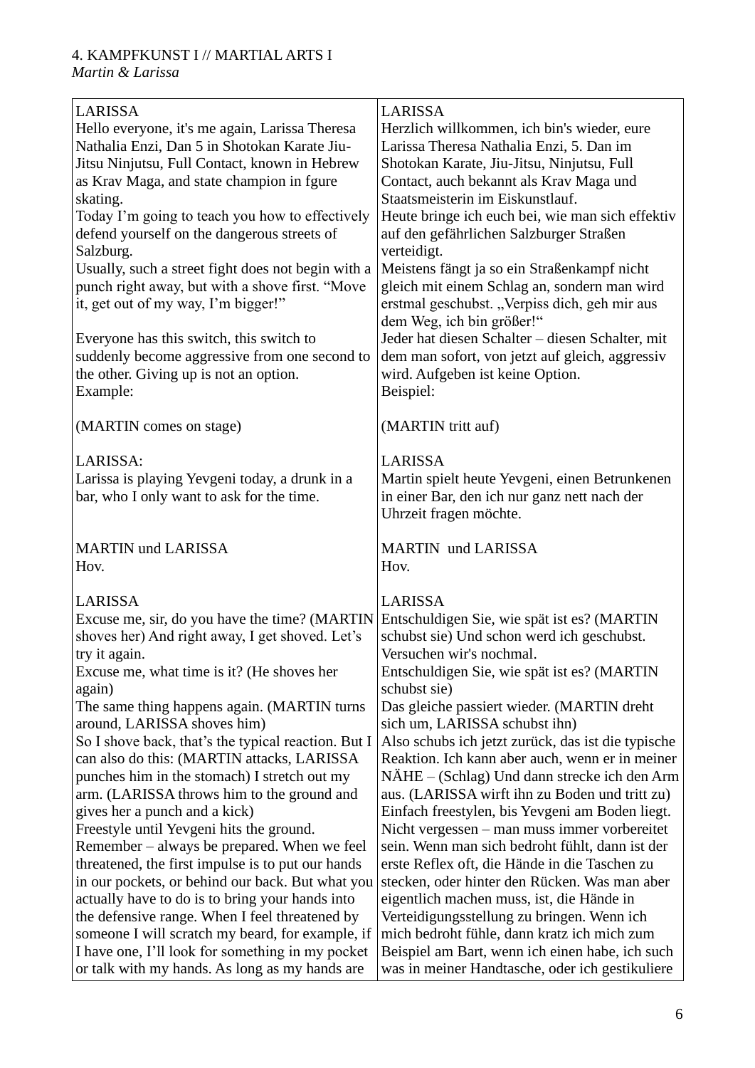4. KAMPFKUNST I // MARTIAL ARTS I
*Martin & Larissa*

| LARISSA<br>Hello everyone, it's me again, Larissa Theresa Nathalia Enzi, Dan 5 in Shotokan Karate Jiu-Jitsu Ninjutsu, Full Contact, known in Hebrew as Krav Maga, and state champion in fgure skating.<br>Today I'm going to teach you how to effectively defend yourself on the dangerous streets of Salzburg.<br>Usually, such a street fight does not begin with a punch right away, but with a shove first. "Move it, get out of my way, I'm bigger!"<br><br>Everyone has this switch, this switch to suddenly become aggressive from one second to the other. Giving up is not an option.<br>Example:<br><br>(MARTIN comes on stage)<br><br>LARISSA:<br>Larissa is playing Yevgeni today, a drunk in a bar, who I only want to ask for the time.<br><br>MARTIN und LARISSA<br>Hov.<br><br>LARISSA<br>Excuse me, sir, do you have the time? (MARTIN shoves her) And right away, I get shoved. Let's try it again.<br>Excuse me, what time is it? (He shoves her again)<br>The same thing happens again. (MARTIN turns around, LARISSA shoves him)<br>So I shove back, that's the typical reaction. But I can also do this: (MARTIN attacks, LARISSA punches him in the stomach) I stretch out my arm. (LARISSA throws him to the ground and gives her a punch and a kick)<br>Freestyle until Yevgeni hits the ground.<br>Remember – always be prepared. When we feel threatened, the first impulse is to put our hands in our pockets, or behind our back. But what you actually have to do is to bring your hands into the defensive range. When I feel threatened by someone I will scratch my beard, for example, if I have one, I'll look for something in my pocket or talk with my hands. As long as my hands are | LARISSA<br>Herzlich willkommen, ich bin's wieder, eure Larissa Theresa Nathalia Enzi, 5. Dan im Shotokan Karate, Jiu-Jitsu, Ninjutsu, Full Contact, auch bekannt als Krav Maga und Staatsmeisterin im Eiskunstlauf.<br>Heute bringe ich euch bei, wie man sich effektiv auf den gefährlichen Salzburger Straßen verteidigt.<br>Meistens fängt ja so ein Straßenkampf nicht gleich mit einem Schlag an, sondern man wird erstmal geschubst. „Verpiss dich, geh mir aus dem Weg, ich bin größer!"<br>Jeder hat diesen Schalter – diesen Schalter, mit dem man sofort, von jetzt auf gleich, aggressiv wird. Aufgeben ist keine Option.<br>Beispiel:<br><br>(MARTIN tritt auf)<br><br>LARISSA<br>Martin spielt heute Yevgeni, einen Betrunkenen in einer Bar, den ich nur ganz nett nach der Uhrzeit fragen möchte.<br><br>MARTIN und LARISSA<br>Hov.<br><br>LARISSA<br>Entschuldigen Sie, wie spät ist es? (MARTIN schubst sie) Und schon werd ich geschubst. Versuchen wir's nochmal.<br>Entschuldigen Sie, wie spät ist es? (MARTIN schubst sie)<br>Das gleiche passiert wieder. (MARTIN dreht sich um, LARISSA schubst ihn)<br>Also schubs ich jetzt zurück, das ist die typische Reaktion. Ich kann aber auch, wenn er in meiner NÄHE – (Schlag) Und dann strecke ich den Arm aus. (LARISSA wirft ihn zu Boden und tritt zu)<br>Einfach freestylen, bis Yevgeni am Boden liegt.<br>Nicht vergessen – man muss immer vorbereitet sein. Wenn man sich bedroht fühlt, dann ist der erste Reflex oft, die Hände in die Taschen zu stecken, oder hinter den Rücken. Was man aber eigentlich machen muss, ist, die Hände in Verteidigungsstellung zu bringen. Wenn ich mich bedroht fühle, dann kratz ich mich zum Beispiel am Bart, wenn ich einen habe, ich such was in meiner Handtasche, oder ich gestikuliere |
|---|---|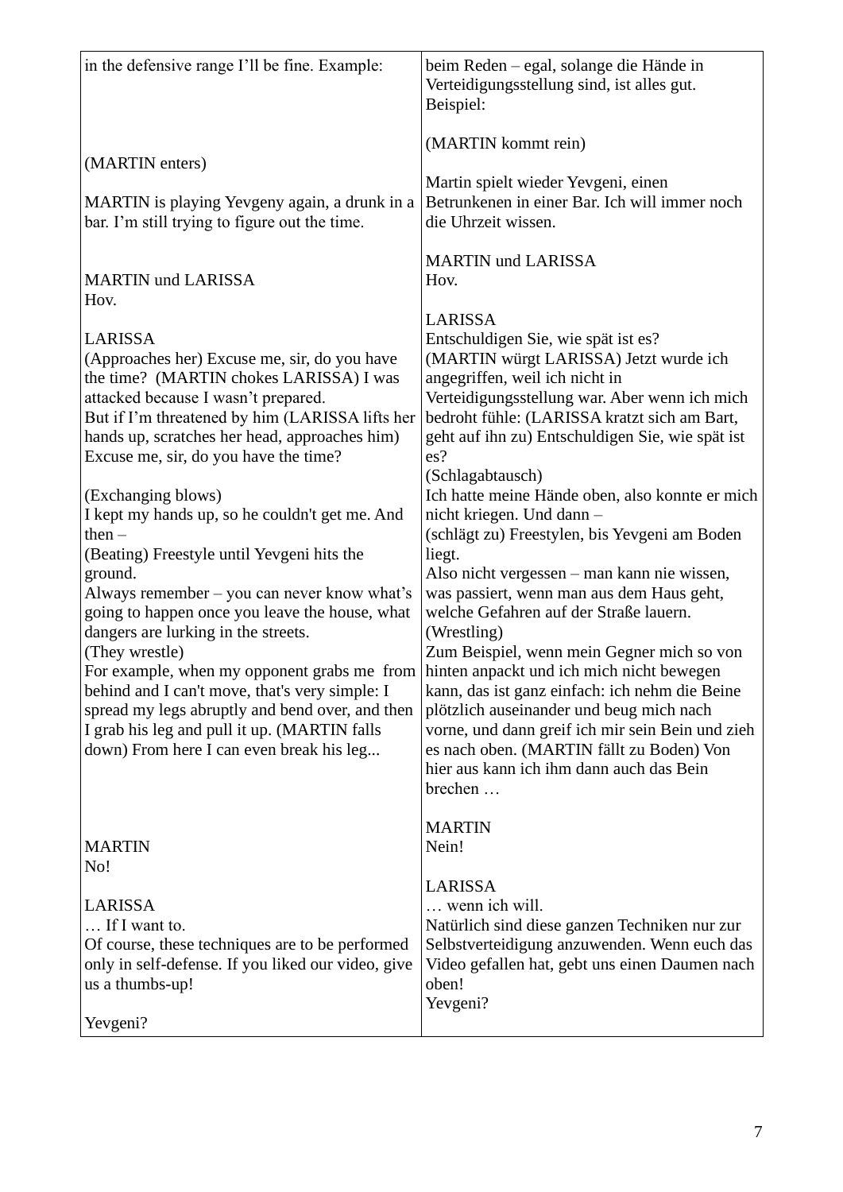| in the defensive range I'll be fine. Example:<br><br>(MARTIN enters)<br><br>MARTIN is playing Yevgeny again, a drunk in a bar. I'm still trying to figure out the time.<br><br>MARTIN und LARISSA<br>Hov.<br><br>LARISSA<br>(Approaches her) Excuse me, sir, do you have the time? (MARTIN chokes LARISSA) I was attacked because I wasn't prepared.<br>But if I'm threatened by him (LARISSA lifts her hands up, scratches her head, approaches him) Excuse me, sir, do you have the time?<br><br>(Exchanging blows)<br>I kept my hands up, so he couldn't get me. And then –<br>(Beating) Freestyle until Yevgeni hits the ground.<br>Always remember – you can never know what's going to happen once you leave the house, what dangers are lurking in the streets.<br>(They wrestle)<br>For example, when my opponent grabs me from behind and I can't move, that's very simple: I spread my legs abruptly and bend over, and then I grab his leg and pull it up. (MARTIN falls down) From here I can even break his leg...<br><br>MARTIN<br>No!<br><br>LARISSA<br>… If I want to.<br>Of course, these techniques are to be performed only in self-defense. If you liked our video, give us a thumbs-up!<br><br>Yevgeni? | beim Reden – egal, solange die Hände in Verteidigungsstellung sind, ist alles gut. Beispiel:<br><br>(MARTIN kommt rein)<br><br>Martin spielt wieder Yevgeni, einen Betrunkenen in einer Bar. Ich will immer noch die Uhrzeit wissen.<br><br>MARTIN und LARISSA<br>Hov.<br><br>LARISSA<br>Entschuldigen Sie, wie spät ist es?<br>(MARTIN würgt LARISSA) Jetzt wurde ich angegriffen, weil ich nicht in Verteidigungsstellung war. Aber wenn ich mich bedroht fühle: (LARISSA kratzt sich am Bart, geht auf ihn zu) Entschuldigen Sie, wie spät ist es?<br>(Schlagabtausch)<br>Ich hatte meine Hände oben, also konnte er mich nicht kriegen. Und dann –<br>(schlägt zu) Freestylen, bis Yevgeni am Boden liegt.<br>Also nicht vergessen – man kann nie wissen, was passiert, wenn man aus dem Haus geht, welche Gefahren auf der Straße lauern.<br>(Wrestling)<br>Zum Beispiel, wenn mein Gegner mich so von hinten anpackt und ich mich nicht bewegen kann, das ist ganz einfach: ich nehm die Beine plötzlich auseinander und beug mich nach vorne, und dann greif ich mir sein Bein und zieh es nach oben. (MARTIN fällt zu Boden) Von hier aus kann ich ihm dann auch das Bein brechen …<br><br>MARTIN<br>Nein!<br><br>LARISSA<br>… wenn ich will.<br>Natürlich sind diese ganzen Techniken nur zur Selbstverteidigung anzuwenden. Wenn euch das Video gefallen hat, gebt uns einen Daumen nach oben!<br>Yevgeni? |
|---|---|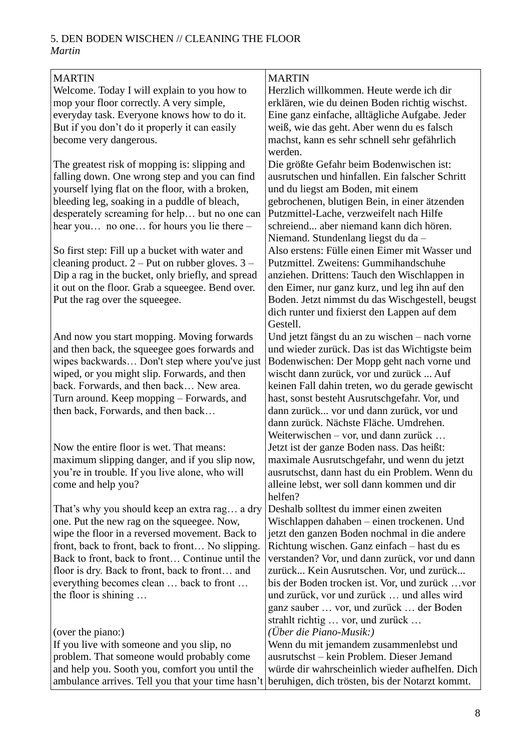5. DEN BODEN WISCHEN // CLEANING THE FLOOR
*Martin*

| MARTIN | MARTIN |
|---|---|
| Welcome. Today I will explain to you how to mop your floor correctly. A very simple, everyday task. Everyone knows how to do it. But if you don't do it properly it can easily become very dangerous. | Herzlich willkommen. Heute werde ich dir erklären, wie du deinen Boden richtig wischst. Eine ganz einfache, alltägliche Aufgabe. Jeder weiß, wie das geht. Aber wenn du es falsch machst, kann es sehr schnell sehr gefährlich werden. |
| The greatest risk of mopping is: slipping and falling down. One wrong step and you can find yourself lying flat on the floor, with a broken, bleeding leg, soaking in a puddle of bleach, desperately screaming for help… but no one can hear you… no one… for hours you lie there – | Die größte Gefahr beim Bodenwischen ist: ausrutschen und hinfallen. Ein falscher Schritt und du liegst am Boden, mit einem gebrochenen, blutigen Bein, in einer ätzenden Putzmittel-Lache, verzweifelt nach Hilfe schreiend... aber niemand kann dich hören. Niemand. Stundenlang liegst du da – |
| So first step: Fill up a bucket with water and cleaning product. 2 – Put on rubber gloves. 3 – Dip a rag in the bucket, only briefly, and spread it out on the floor. Grab a squeegee. Bend over. Put the rag over the squeegee. | Also erstens: Fülle einen Eimer mit Wasser und Putzmittel. Zweitens: Gummihandschuhe anziehen. Drittens: Tauch den Wischlappen in den Eimer, nur ganz kurz, und leg ihn auf den Boden. Jetzt nimmst du das Wischgestell, beugst dich runter und fixierst den Lappen auf dem Gestell. |
| And now you start mopping. Moving forwards and then back, the squeegee goes forwards and wipes backwards… Don't step where you've just wiped, or you might slip. Forwards, and then back. Forwards, and then back… New area. Turn around. Keep mopping – Forwards, and then back, Forwards, and then back… | Und jetzt fängst du an zu wischen – nach vorne und wieder zurück. Das ist das Wichtigste beim Bodenwischen: Der Mopp geht nach vorne und wischt dann zurück, vor und zurück ... Auf keinen Fall dahin treten, wo du gerade gewischt hast, sonst besteht Ausrutschgefahr. Vor, und dann zurück... vor und dann zurück, vor und dann zurück. Nächste Fläche. Umdrehen. Weiterwischen – vor, und dann zurück … |
| Now the entire floor is wet. That means: maximum slipping danger, and if you slip now, you're in trouble. If you live alone, who will come and help you? | Jetzt ist der ganze Boden nass. Das heißt: maximale Ausrutschgefahr, und wenn du jetzt ausrutschst, dann hast du ein Problem. Wenn du alleine lebst, wer soll dann kommen und dir helfen? |
| That's why you should keep an extra rag… a dry one. Put the new rag on the squeegee. Now, wipe the floor in a reversed movement. Back to front, back to front, back to front… No slipping. Back to front, back to front… Continue until the floor is dry. Back to front, back to front… and everything becomes clean … back to front … the floor is shining … | Deshalb solltest du immer einen zweiten Wischlappen dahaben – einen trockenen. Und jetzt den ganzen Boden nochmal in die andere Richtung wischen. Ganz einfach – hast du es verstanden? Vor, und dann zurück, vor und dann zurück... Kein Ausrutschen. Vor, und zurück... bis der Boden trocken ist. Vor, und zurück …vor und zurück, vor und zurück … und alles wird ganz sauber … vor, und zurück … der Boden strahlt richtig … vor, und zurück … |
| (over the piano:) If you live with someone and you slip, no problem. That someone would probably come and help you. Sooth you, comfort you until the ambulance arrives. Tell you that your time hasn't | *(Über die Piano-Musik:)* Wenn du mit jemandem zusammenlebst und ausrutschst – kein Problem. Dieser Jemand würde dir wahrscheinlich wieder aufhelfen. Dich beruhigen, dich trösten, bis der Notarzt kommt. |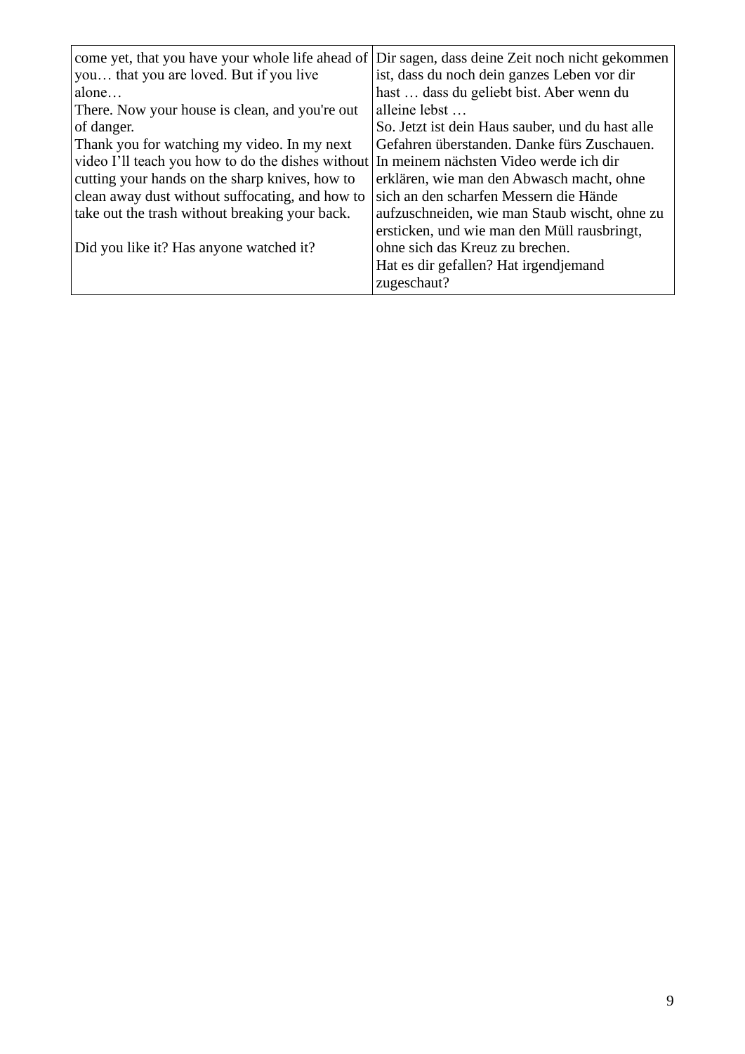| | |
|---|---|
| come yet, that you have your whole life ahead of you… that you are loved. But if you live alone…<br>There. Now your house is clean, and you're out of danger.<br>Thank you for watching my video. In my next video I'll teach you how to do the dishes without cutting your hands on the sharp knives, how to clean away dust without suffocating, and how to take out the trash without breaking your back.<br><br>Did you like it? Has anyone watched it? | Dir sagen, dass deine Zeit noch nicht gekommen ist, dass du noch dein ganzes Leben vor dir hast … dass du geliebt bist. Aber wenn du alleine lebst …<br>So. Jetzt ist dein Haus sauber, und du hast alle Gefahren überstanden. Danke fürs Zuschauen. In meinem nächsten Video werde ich dir erklären, wie man den Abwasch macht, ohne sich an den scharfen Messern die Hände aufzuschneiden, wie man Staub wischt, ohne zu ersticken, und wie man den Müll rausbringt, ohne sich das Kreuz zu brechen.<br>Hat es dir gefallen? Hat irgendjemand zugeschaut? |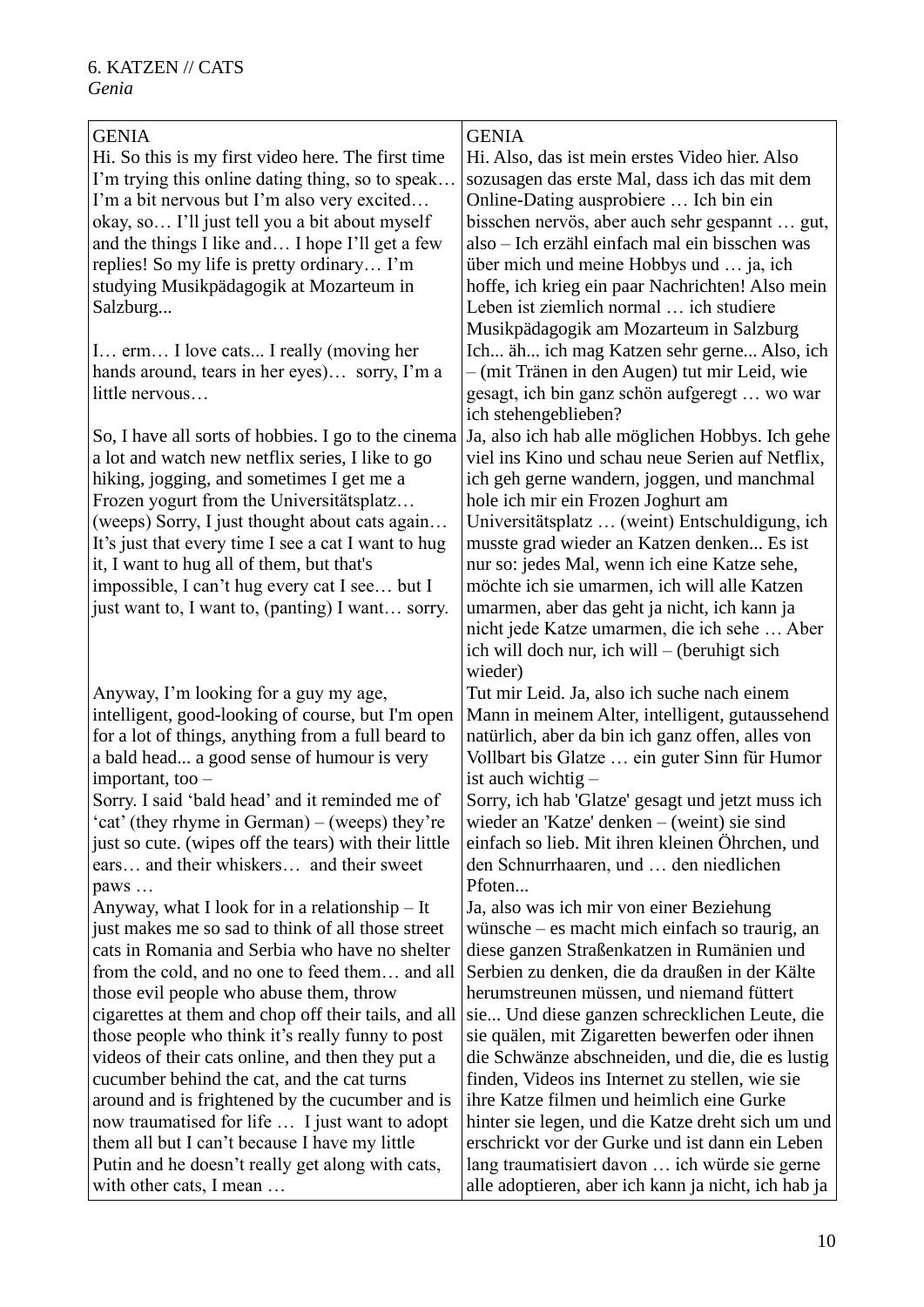6. KATZEN // CATS
*Genia*

| GENIA | GENIA |
|---|---|
| Hi. So this is my first video here. The first time I'm trying this online dating thing, so to speak… I'm a bit nervous but I'm also very excited… okay, so… I'll just tell you a bit about myself and the things I like and… I hope I'll get a few replies! So my life is pretty ordinary… I'm studying Musikpädagogik at Mozarteum in Salzburg... | Hi. Also, das ist mein erstes Video hier. Also sozusagen das erste Mal, dass ich das mit dem Online-Dating ausprobiere … Ich bin ein bisschen nervös, aber auch sehr gespannt … gut, also – Ich erzähl einfach mal ein bisschen was über mich und meine Hobbys und … ja, ich hoffe, ich krieg ein paar Nachrichten! Also mein Leben ist ziemlich normal … ich studiere Musikpädagogik am Mozarteum in Salzburg |
| I… erm… I love cats... I really (moving her hands around, tears in her eyes)… sorry, I'm a little nervous… | Ich... äh... ich mag Katzen sehr gerne... Also, ich – (mit Tränen in den Augen) tut mir Leid, wie gesagt, ich bin ganz schön aufgeregt … wo war ich stehengeblieben? |
| So, I have all sorts of hobbies. I go to the cinema a lot and watch new netflix series, I like to go hiking, jogging, and sometimes I get me a Frozen yogurt from the Universitätsplatz… (weeps) Sorry, I just thought about cats again… It's just that every time I see a cat I want to hug it, I want to hug all of them, but that's impossible, I can't hug every cat I see… but I just want to, I want to, (panting) I want… sorry. | Ja, also ich hab alle möglichen Hobbys. Ich gehe viel ins Kino und schau neue Serien auf Netflix, ich geh gerne wandern, joggen, und manchmal hole ich mir ein Frozen Joghurt am Universitätsplatz … (weint) Entschuldigung, ich musste grad wieder an Katzen denken... Es ist nur so: jedes Mal, wenn ich eine Katze sehe, möchte ich sie umarmen, ich will alle Katzen umarmen, aber das geht ja nicht, ich kann ja nicht jede Katze umarmen, die ich sehe … Aber ich will doch nur, ich will – (beruhigt sich wieder) |
| Anyway, I'm looking for a guy my age, intelligent, good-looking of course, but I'm open for a lot of things, anything from a full beard to a bald head... a good sense of humour is very important, too – | Tut mir Leid. Ja, also ich suche nach einem Mann in meinem Alter, intelligent, gutaussehend natürlich, aber da bin ich ganz offen, alles von Vollbart bis Glatze … ein guter Sinn für Humor ist auch wichtig – |
| Sorry. I said 'bald head' and it reminded me of 'cat' (they rhyme in German) – (weeps) they're just so cute. (wipes off the tears) with their little ears… and their whiskers… and their sweet paws … | Sorry, ich hab 'Glatze' gesagt und jetzt muss ich wieder an 'Katze' denken – (weint) sie sind einfach so lieb. Mit ihren kleinen Öhrchen, und den Schnurrhaaren, und … den niedlichen Pfoten... |
| Anyway, what I look for in a relationship – It just makes me so sad to think of all those street cats in Romania and Serbia who have no shelter from the cold, and no one to feed them… and all those evil people who abuse them, throw cigarettes at them and chop off their tails, and all those people who think it's really funny to post videos of their cats online, and then they put a cucumber behind the cat, and the cat turns around and is frightened by the cucumber and is now traumatised for life … I just want to adopt them all but I can't because I have my little Putin and he doesn't really get along with cats, with other cats, I mean … | Ja, also was ich mir von einer Beziehung wünsche – es macht mich einfach so traurig, an diese ganzen Straßenkatzen in Rumänien und Serbien zu denken, die da draußen in der Kälte herumstreunen müssen, und niemand füttert sie... Und diese ganzen schrecklichen Leute, die sie quälen, mit Zigaretten bewerfen oder ihnen die Schwänze abschneiden, und die, die es lustig finden, Videos ins Internet zu stellen, wie sie ihre Katze filmen und heimlich eine Gurke hinter sie legen, und die Katze dreht sich um und erschrickt vor der Gurke und ist dann ein Leben lang traumatisiert davon … ich würde sie gerne alle adoptieren, aber ich kann ja nicht, ich hab ja |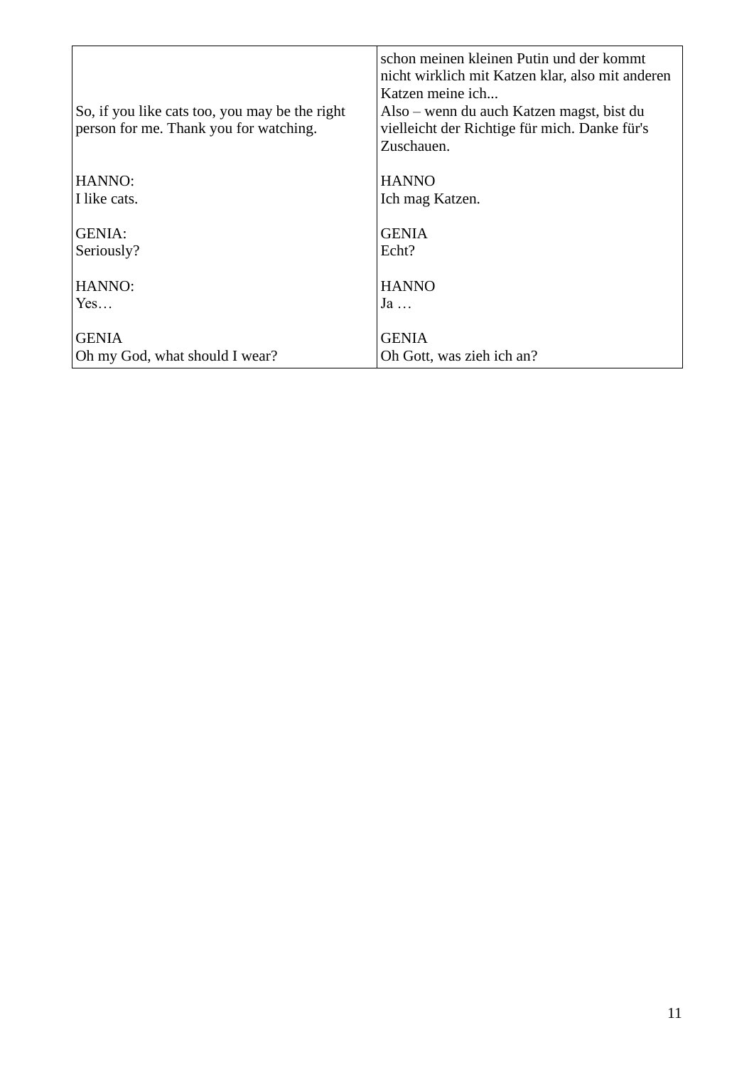| | |
|---|---|
| So, if you like cats too, you may be the right person for me. Thank you for watching. | schon meinen kleinen Putin und der kommt nicht wirklich mit Katzen klar, also mit anderen Katzen meine ich...<br>Also – wenn du auch Katzen magst, bist du vielleicht der Richtige für mich. Danke für's Zuschauen. |
| HANNO:<br>I like cats. | HANNO<br>Ich mag Katzen. |
| GENIA:<br>Seriously? | GENIA<br>Echt? |
| HANNO:<br>Yes… | HANNO<br>Ja … |
| GENIA<br>Oh my God, what should I wear? | GENIA<br>Oh Gott, was zieh ich an? |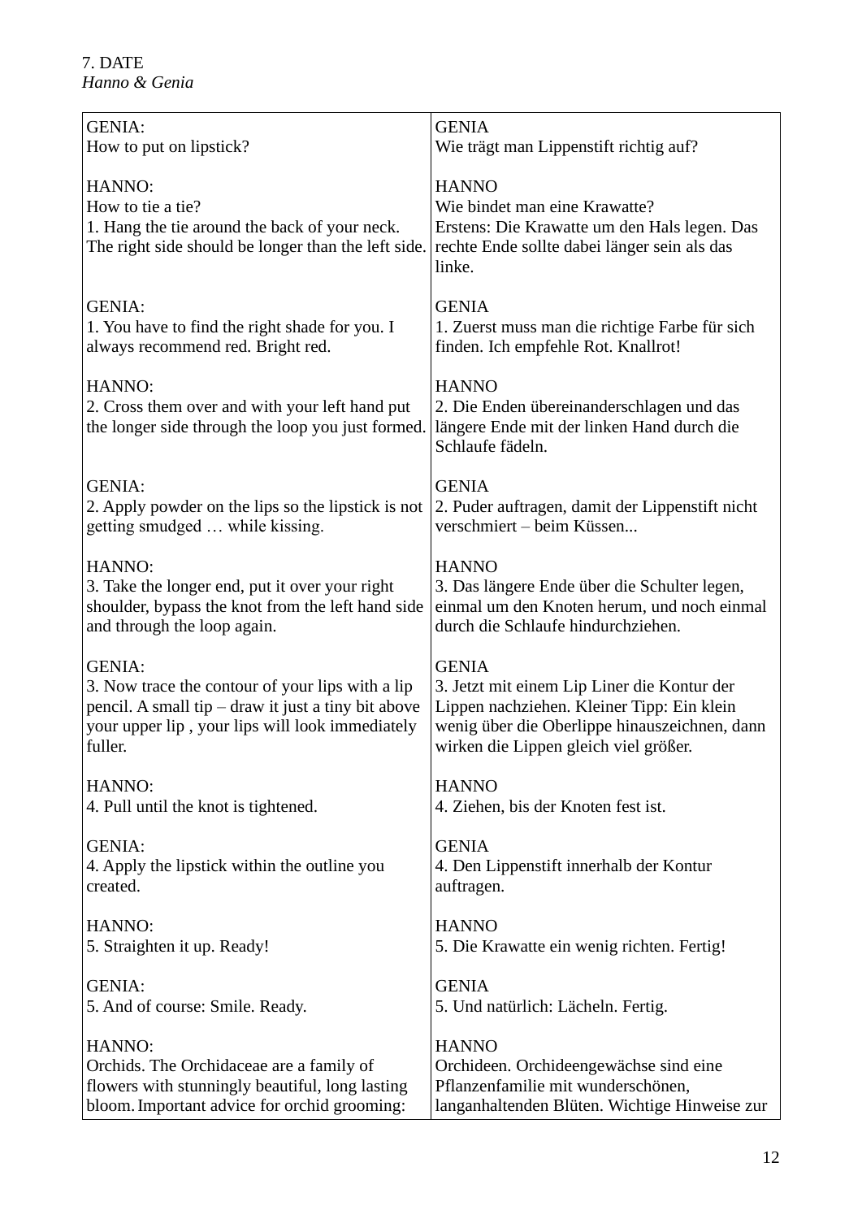7. DATE
*Hanno & Genia*

| | |
|---|---|
| GENIA:<br>How to put on lipstick?<br><br>HANNO:<br>How to tie a tie?<br>1. Hang the tie around the back of your neck. The right side should be longer than the left side.<br><br>GENIA:<br>1. You have to find the right shade for you. I always recommend red. Bright red.<br><br>HANNO:<br>2. Cross them over and with your left hand put the longer side through the loop you just formed.<br><br>GENIA:<br>2. Apply powder on the lips so the lipstick is not getting smudged … while kissing.<br><br>HANNO:<br>3. Take the longer end, put it over your right shoulder, bypass the knot from the left hand side and through the loop again.<br><br>GENIA:<br>3. Now trace the contour of your lips with a lip pencil. A small tip – draw it just a tiny bit above your upper lip , your lips will look immediately fuller.<br><br>HANNO:<br>4. Pull until the knot is tightened.<br><br>GENIA:<br>4. Apply the lipstick within the outline you created.<br><br>HANNO:<br>5. Straighten it up. Ready!<br><br>GENIA:<br>5. And of course: Smile. Ready.<br><br>HANNO:<br>Orchids. The Orchidaceae are a family of flowers with stunningly beautiful, long lasting bloom. Important advice for orchid grooming: | GENIA<br>Wie trägt man Lippenstift richtig auf?<br><br>HANNO<br>Wie bindet man eine Krawatte?<br>Erstens: Die Krawatte um den Hals legen. Das rechte Ende sollte dabei länger sein als das linke.<br><br>GENIA<br>1. Zuerst muss man die richtige Farbe für sich finden. Ich empfehle Rot. Knallrot!<br><br>HANNO<br>2. Die Enden übereinanderschlagen und das längere Ende mit der linken Hand durch die Schlaufe fädeln.<br><br>GENIA<br>2. Puder auftragen, damit der Lippenstift nicht verschmiert – beim Küssen...<br><br>HANNO<br>3. Das längere Ende über die Schulter legen, einmal um den Knoten herum, und noch einmal durch die Schlaufe hindurchziehen.<br><br>GENIA<br>3. Jetzt mit einem Lip Liner die Kontur der Lippen nachziehen. Kleiner Tipp: Ein klein wenig über die Oberlippe hinauszeichnen, dann wirken die Lippen gleich viel größer.<br><br>HANNO<br>4. Ziehen, bis der Knoten fest ist.<br><br>GENIA<br>4. Den Lippenstift innerhalb der Kontur auftragen.<br><br>HANNO<br>5. Die Krawatte ein wenig richten. Fertig!<br><br>GENIA<br>5. Und natürlich: Lächeln. Fertig.<br><br>HANNO<br>Orchideen. Orchideengewächse sind eine Pflanzenfamilie mit wunderschönen, langanhaltenden Blüten. Wichtige Hinweise zur |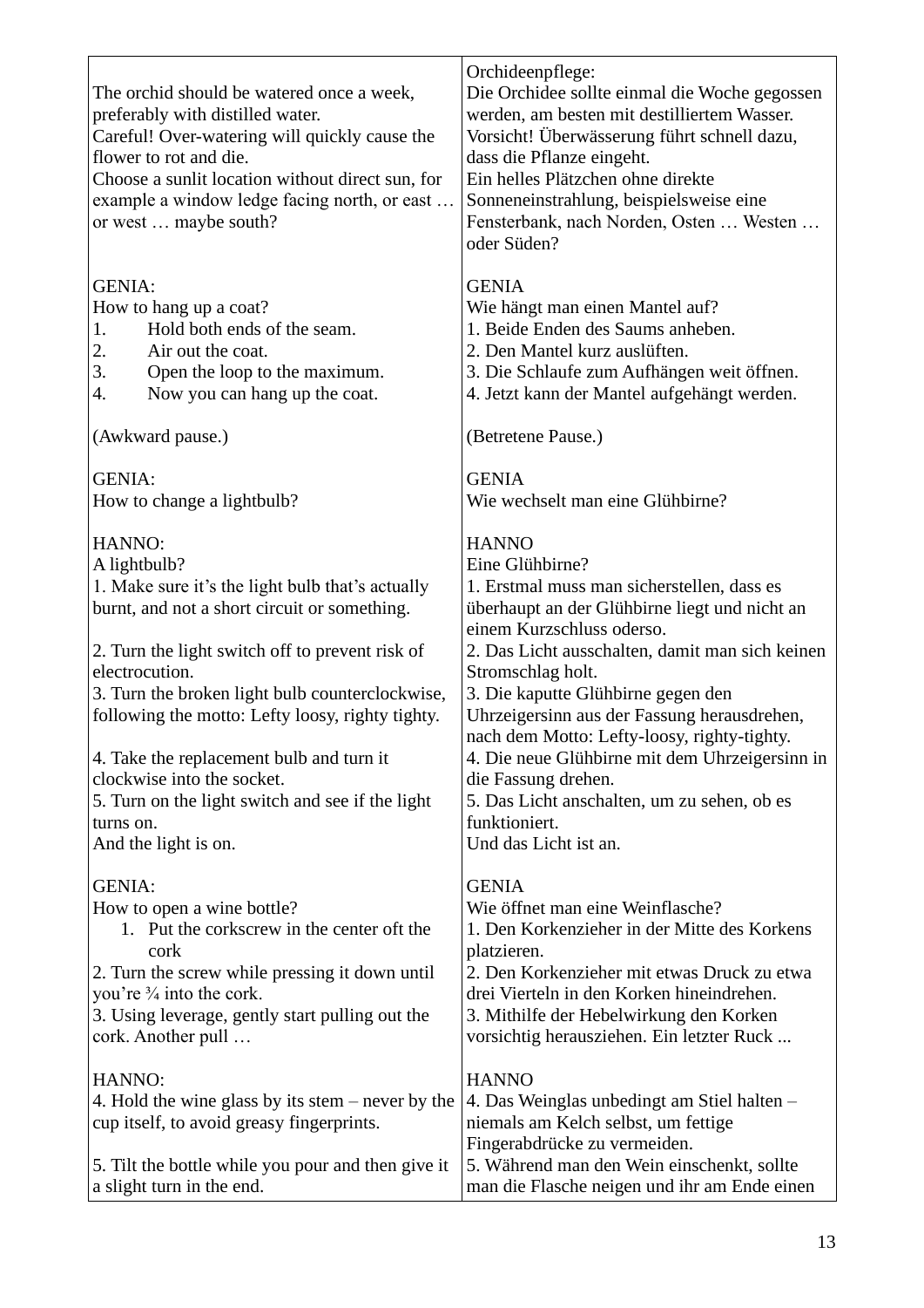| The orchid should be watered once a week, preferably with distilled water.<br>Careful! Over-watering will quickly cause the flower to rot and die.<br>Choose a sunlit location without direct sun, for example a window ledge facing north, or east … or west … maybe south? | Orchideenpflege:<br>Die Orchidee sollte einmal die Woche gegossen werden, am besten mit destilliertem Wasser.<br>Vorsicht! Überwässerung führt schnell dazu, dass die Pflanze eingeht.<br>Ein helles Plätzchen ohne direkte Sonneneinstrahlung, beispielsweise eine Fensterbank, nach Norden, Osten … Westen … oder Süden? |
|---|---|
| GENIA:<br>How to hang up a coat?<br>1. Hold both ends of the seam.<br>2. Air out the coat.<br>3. Open the loop to the maximum.<br>4. Now you can hang up the coat.<br><br>(Awkward pause.)<br><br>GENIA:<br>How to change a lightbulb?<br><br>HANNO:<br>A lightbulb?<br>1. Make sure it's the light bulb that's actually burnt, and not a short circuit or something.<br><br>2. Turn the light switch off to prevent risk of electrocution.<br>3. Turn the broken light bulb counterclockwise, following the motto: Lefty loosy, righty tighty.<br><br>4. Take the replacement bulb and turn it clockwise into the socket.<br>5. Turn on the light switch and see if the light turns on.<br>And the light is on.<br><br>GENIA:<br>How to open a wine bottle?<br>1. Put the corkscrew in the center oft the cork<br>2. Turn the screw while pressing it down until you're ¾ into the cork.<br>3. Using leverage, gently start pulling out the cork. Another pull …<br><br>HANNO:<br>4. Hold the wine glass by its stem – never by the cup itself, to avoid greasy fingerprints.<br><br>5. Tilt the bottle while you pour and then give it a slight turn in the end. | GENIA<br>Wie hängt man einen Mantel auf?<br>1. Beide Enden des Saums anheben.<br>2. Den Mantel kurz auslüften.<br>3. Die Schlaufe zum Aufhängen weit öffnen.<br>4. Jetzt kann der Mantel aufgehängt werden.<br><br>(Betretene Pause.)<br><br>GENIA<br>Wie wechselt man eine Glühbirne?<br><br>HANNO<br>Eine Glühbirne?<br>1. Erstmal muss man sicherstellen, dass es überhaupt an der Glühbirne liegt und nicht an einem Kurzschluss oderso.<br>2. Das Licht ausschalten, damit man sich keinen Stromschlag holt.<br>3. Die kaputte Glühbirne gegen den Uhrzeigersinn aus der Fassung herausdrehen, nach dem Motto: Lefty-loosy, righty-tighty.<br>4. Die neue Glühbirne mit dem Uhrzeigersinn in die Fassung drehen.<br>5. Das Licht anschalten, um zu sehen, ob es funktioniert.<br>Und das Licht ist an.<br><br>GENIA<br>Wie öffnet man eine Weinflasche?<br>1. Den Korkenzieher in der Mitte des Korkens platzieren.<br>2. Den Korkenzieher mit etwas Druck zu etwa drei Vierteln in den Korken hineindrehen.<br>3. Mithilfe der Hebelwirkung den Korken vorsichtig herausziehen. Ein letzter Ruck ...<br><br>HANNO<br>4. Das Weinglas unbedingt am Stiel halten – niemals am Kelch selbst, um fettige Fingerabdrücke zu vermeiden.<br>5. Während man den Wein einschenkt, sollte man die Flasche neigen und ihr am Ende einen |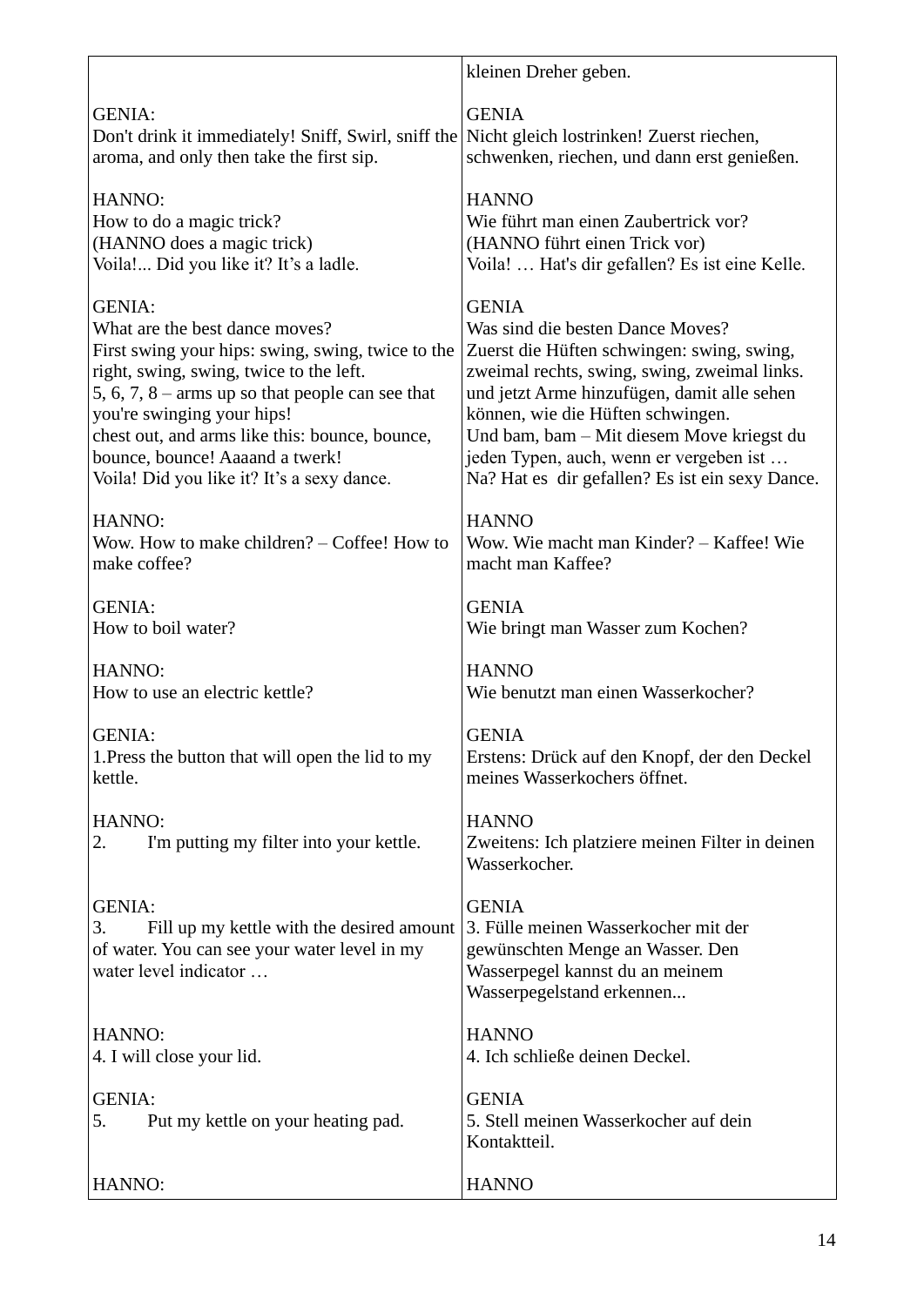| | |
|---|---|
| | kleinen Dreher geben. |
| GENIA:<br>Don't drink it immediately! Sniff, Swirl, sniff the aroma, and only then take the first sip. | GENIA<br>Nicht gleich lostrinken! Zuerst riechen, schwenken, riechen, und dann erst genießen. |
| HANNO:<br>How to do a magic trick?<br>(HANNO does a magic trick)<br>Voila!... Did you like it? It's a ladle. | HANNO<br>Wie führt man einen Zaubertrick vor?<br>(HANNO führt einen Trick vor)<br>Voila! … Hat's dir gefallen? Es ist eine Kelle. |
| GENIA:<br>What are the best dance moves?<br>First swing your hips: swing, swing, twice to the right, swing, swing, twice to the left.<br>5, 6, 7, 8 – arms up so that people can see that you're swinging your hips!<br>chest out, and arms like this: bounce, bounce, bounce, bounce! Aaaand a twerk!<br>Voila! Did you like it? It's a sexy dance. | GENIA<br>Was sind die besten Dance Moves?<br>Zuerst die Hüften schwingen: swing, swing, zweimal rechts, swing, swing, zweimal links.<br>und jetzt Arme hinzufügen, damit alle sehen können, wie die Hüften schwingen.<br>Und bam, bam – Mit diesem Move kriegst du jeden Typen, auch, wenn er vergeben ist …<br>Na? Hat es dir gefallen? Es ist ein sexy Dance. |
| HANNO:<br>Wow. How to make children? – Coffee! How to make coffee? | HANNO<br>Wow. Wie macht man Kinder? – Kaffee! Wie macht man Kaffee? |
| GENIA:<br>How to boil water? | GENIA<br>Wie bringt man Wasser zum Kochen? |
| HANNO:<br>How to use an electric kettle? | HANNO<br>Wie benutzt man einen Wasserkocher? |
| GENIA:<br>1.Press the button that will open the lid to my kettle. | GENIA<br>Erstens: Drück auf den Knopf, der den Deckel meines Wasserkochers öffnet. |
| HANNO:<br>2. I'm putting my filter into your kettle. | HANNO<br>Zweitens: Ich platziere meinen Filter in deinen Wasserkocher. |
| GENIA:<br>3. Fill up my kettle with the desired amount of water. You can see your water level in my water level indicator … | GENIA<br>3. Fülle meinen Wasserkocher mit der gewünschten Menge an Wasser. Den Wasserpegel kannst du an meinem Wasserpegelstand erkennen... |
| HANNO:<br>4. I will close your lid. | HANNO<br>4. Ich schließe deinen Deckel. |
| GENIA:<br>5. Put my kettle on your heating pad. | GENIA<br>5. Stell meinen Wasserkocher auf dein Kontaktteil. |
| HANNO: | HANNO |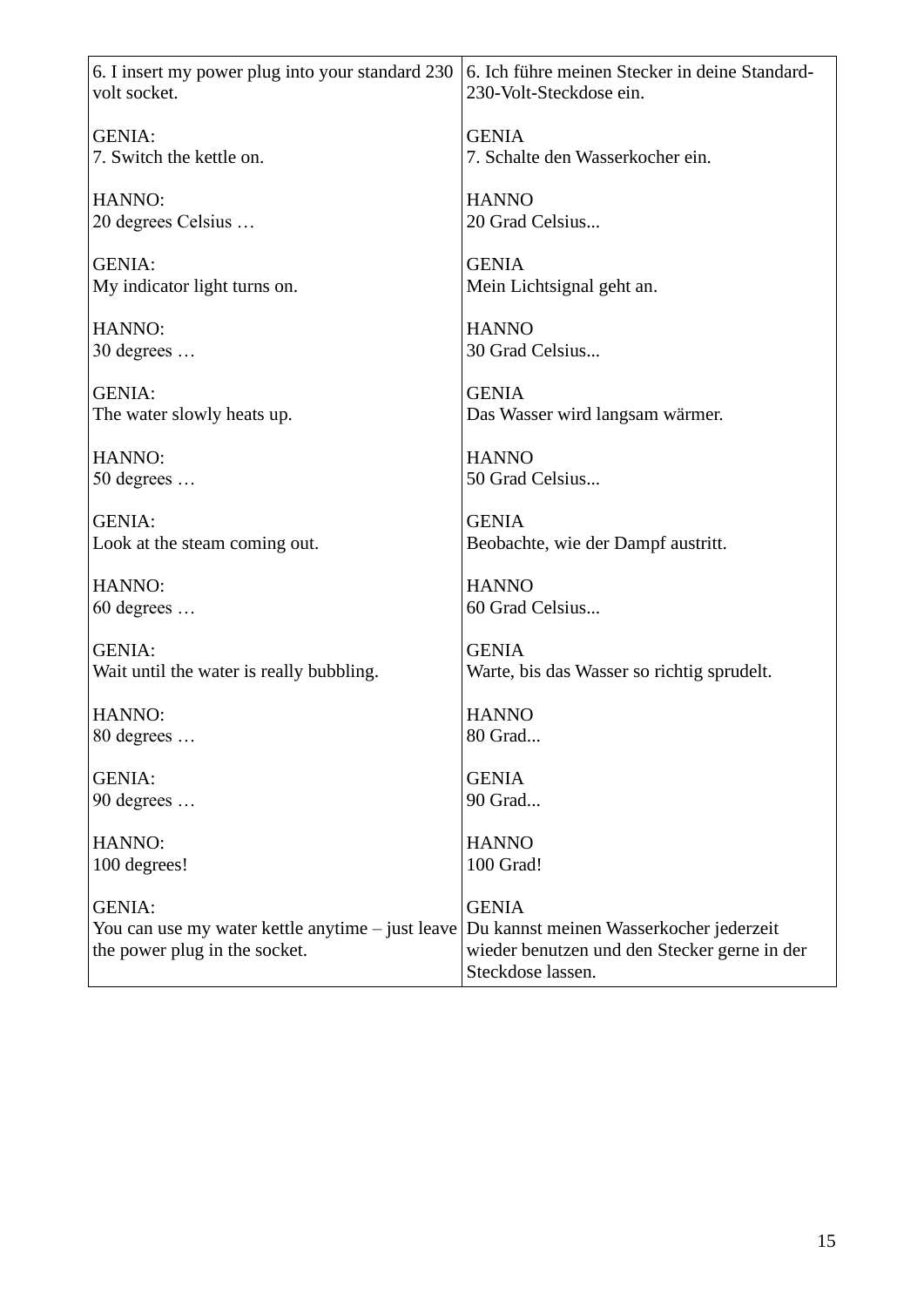| 6. I insert my power plug into your standard 230 volt socket. | 6. Ich führe meinen Stecker in deine Standard-230-Volt-Steckdose ein. |
|---|---|
| GENIA:<br>7. Switch the kettle on. | GENIA<br>7. Schalte den Wasserkocher ein. |
| HANNO:<br>20 degrees Celsius … | HANNO<br>20 Grad Celsius... |
| GENIA:<br>My indicator light turns on. | GENIA<br>Mein Lichtsignal geht an. |
| HANNO:<br>30 degrees … | HANNO<br>30 Grad Celsius... |
| GENIA:<br>The water slowly heats up. | GENIA<br>Das Wasser wird langsam wärmer. |
| HANNO:<br>50 degrees … | HANNO<br>50 Grad Celsius... |
| GENIA:<br>Look at the steam coming out. | GENIA<br>Beobachte, wie der Dampf austritt. |
| HANNO:<br>60 degrees … | HANNO<br>60 Grad Celsius... |
| GENIA:<br>Wait until the water is really bubbling. | GENIA<br>Warte, bis das Wasser so richtig sprudelt. |
| HANNO:<br>80 degrees … | HANNO<br>80 Grad... |
| GENIA:<br>90 degrees … | GENIA<br>90 Grad... |
| HANNO:<br>100 degrees! | HANNO<br>100 Grad! |
| GENIA:<br>You can use my water kettle anytime – just leave the power plug in the socket. | GENIA<br>Du kannst meinen Wasserkocher jederzeit wieder benutzen und den Stecker gerne in der Steckdose lassen. |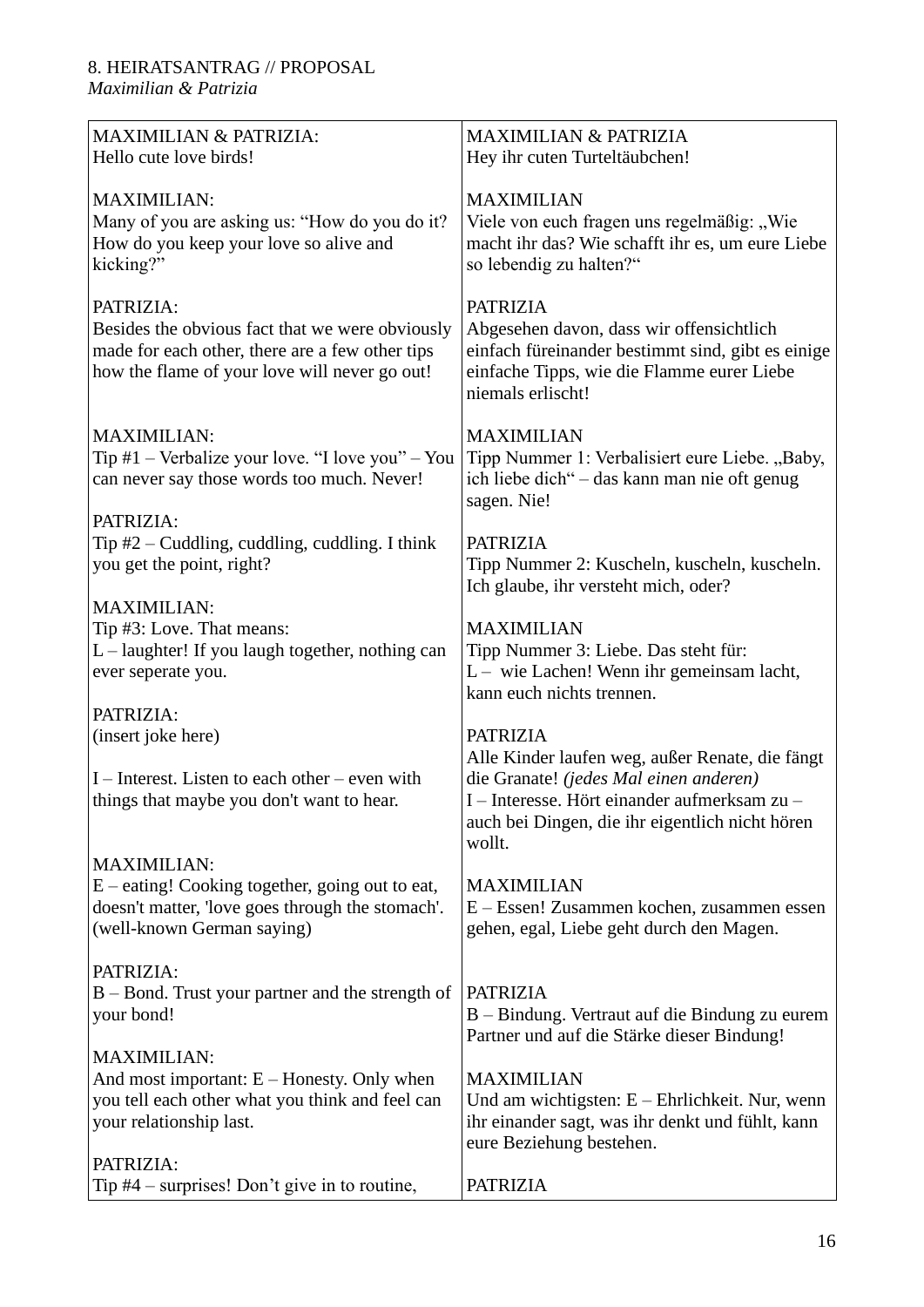8. HEIRATSANTRAG // PROPOSAL
*Maximilian & Patrizia*

| | |
|---|---|
| MAXIMILIAN & PATRIZIA:<br>Hello cute love birds! | MAXIMILIAN & PATRIZIA<br>Hey ihr cuten Turteltäubchen! |
| MAXIMILIAN:<br>Many of you are asking us: “How do you do it? How do you keep your love so alive and kicking?” | MAXIMILIAN<br>Viele von euch fragen uns regelmäßig: „Wie macht ihr das? Wie schafft ihr es, um eure Liebe so lebendig zu halten?“ |
| PATRIZIA:<br>Besides the obvious fact that we were obviously made for each other, there are a few other tips how the flame of your love will never go out! | PATRIZIA<br>Abgesehen davon, dass wir offensichtlich einfach füreinander bestimmt sind, gibt es einige einfache Tipps, wie die Flamme eurer Liebe niemals erlischt! |
| MAXIMILIAN:<br>Tip #1 – Verbalize your love. “I love you” – You can never say those words too much. Never! | MAXIMILIAN<br>Tipp Nummer 1: Verbalisiert eure Liebe. „Baby, ich liebe dich“ – das kann man nie oft genug sagen. Nie! |
| PATRIZIA:<br>Tip #2 – Cuddling, cuddling, cuddling. I think you get the point, right? | PATRIZIA<br>Tipp Nummer 2: Kuscheln, kuscheln, kuscheln. Ich glaube, ihr versteht mich, oder? |
| MAXIMILIAN:<br>Tip #3: Love. That means:<br>L – laughter! If you laugh together, nothing can ever seperate you. | MAXIMILIAN<br>Tipp Nummer 3: Liebe. Das steht für:<br>L – wie Lachen! Wenn ihr gemeinsam lacht, kann euch nichts trennen. |
| PATRIZIA:<br>(insert joke here)<br><br>I – Interest. Listen to each other – even with things that maybe you don't want to hear. | PATRIZIA<br>Alle Kinder laufen weg, außer Renate, die fängt die Granate! *(jedes Mal einen anderen)*<br>I – Interesse. Hört einander aufmerksam zu – auch bei Dingen, die ihr eigentlich nicht hören wollt. |
| MAXIMILIAN:<br>E – eating! Cooking together, going out to eat, doesn't matter, 'love goes through the stomach'. (well-known German saying) | MAXIMILIAN<br>E – Essen! Zusammen kochen, zusammen essen gehen, egal, Liebe geht durch den Magen. |
| PATRIZIA:<br>B – Bond. Trust your partner and the strength of your bond! | PATRIZIA<br>B – Bindung. Vertraut auf die Bindung zu eurem Partner und auf die Stärke dieser Bindung! |
| MAXIMILIAN:<br>And most important: E – Honesty. Only when you tell each other what you think and feel can your relationship last. | MAXIMILIAN<br>Und am wichtigsten: E – Ehrlichkeit. Nur, wenn ihr einander sagt, was ihr denkt und fühlt, kann eure Beziehung bestehen. |
| PATRIZIA:<br>Tip #4 – surprises! Don’t give in to routine, | PATRIZIA |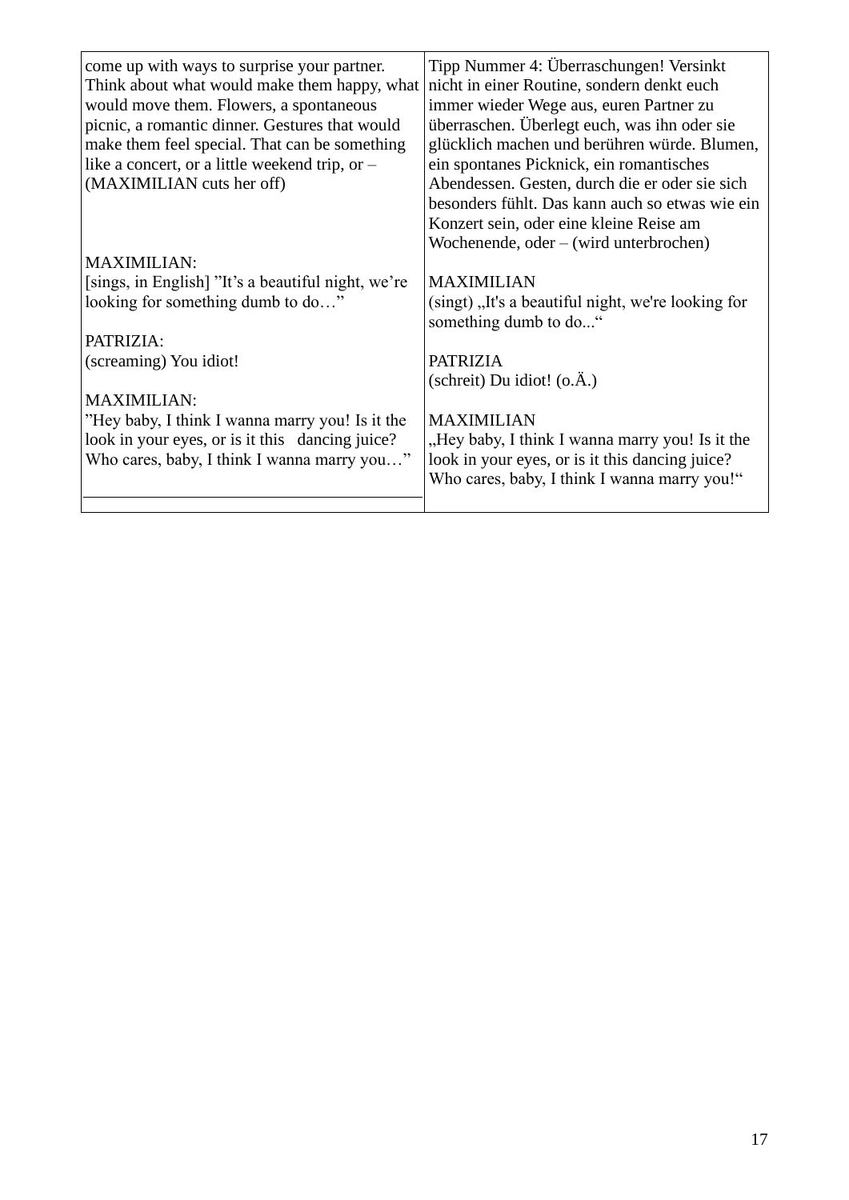| come up with ways to surprise your partner. Think about what would make them happy, what would move them. Flowers, a spontaneous picnic, a romantic dinner. Gestures that would make them feel special. That can be something like a concert, or a little weekend trip, or – (MAXIMILIAN cuts her off) | Tipp Nummer 4: Überraschungen! Versinkt nicht in einer Routine, sondern denkt euch immer wieder Wege aus, euren Partner zu überraschen. Überlegt euch, was ihn oder sie glücklich machen und berühren würde. Blumen, ein spontanes Picknick, ein romantisches Abendessen. Gesten, durch die er oder sie sich besonders fühlt. Das kann auch so etwas wie ein Konzert sein, oder eine kleine Reise am Wochenende, oder – (wird unterbrochen) |
|---|---|
| MAXIMILIAN:<br>[sings, in English] "It's a beautiful night, we're looking for something dumb to do…" | MAXIMILIAN<br>(singt) „It's a beautiful night, we're looking for something dumb to do..." |
| PATRIZIA:<br>(screaming) You idiot! | PATRIZIA<br>(schreit) Du idiot! (o.Ä.) |
| MAXIMILIAN:<br>"Hey baby, I think I wanna marry you! Is it the look in your eyes, or is it this dancing juice? Who cares, baby, I think I wanna marry you…" | MAXIMILIAN<br>„Hey baby, I think I wanna marry you! Is it the look in your eyes, or is it this dancing juice? Who cares, baby, I think I wanna marry you!" |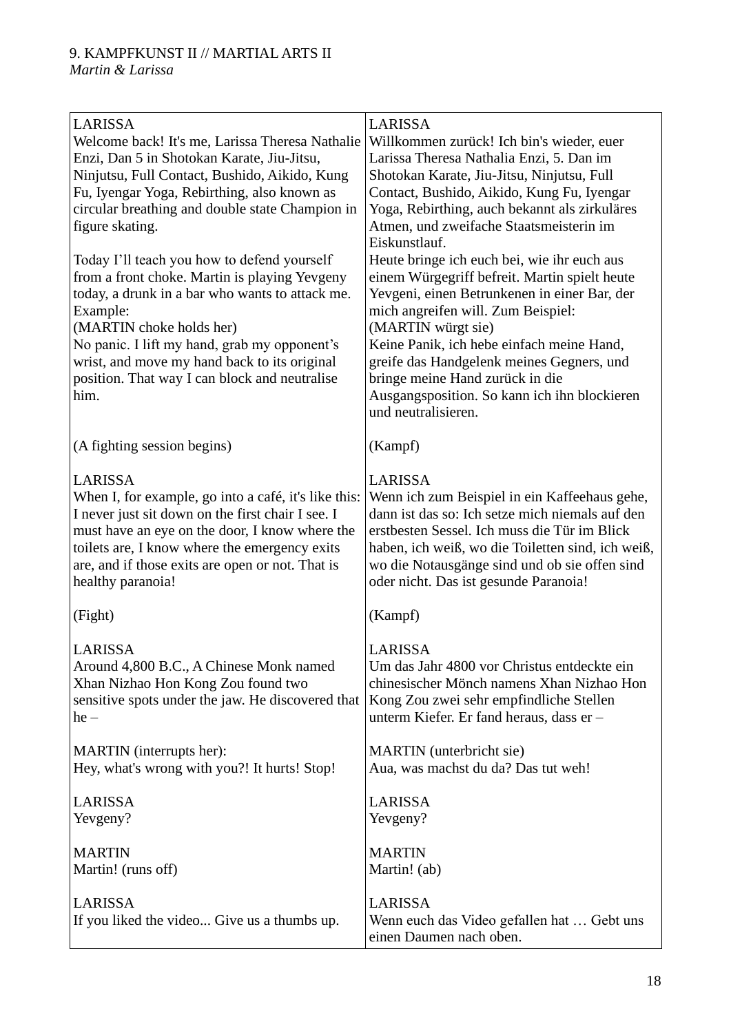9. KAMPFKUNST II // MARTIAL ARTS II
*Martin & Larissa*

| | |
|---|---|
| LARISSA<br>Welcome back! It's me, Larissa Theresa Nathalie Enzi, Dan 5 in Shotokan Karate, Jiu-Jitsu, Ninjutsu, Full Contact, Bushido, Aikido, Kung Fu, Iyengar Yoga, Rebirthing, also known as circular breathing and double state Champion in figure skating.<br><br>Today I'll teach you how to defend yourself from a front choke. Martin is playing Yevgeny today, a drunk in a bar who wants to attack me. Example:<br>(MARTIN choke holds her)<br>No panic. I lift my hand, grab my opponent's wrist, and move my hand back to its original position. That way I can block and neutralise him. | LARISSA<br>Willkommen zurück! Ich bin's wieder, euer Larissa Theresa Nathalia Enzi, 5. Dan im Shotokan Karate, Jiu-Jitsu, Ninjutsu, Full Contact, Bushido, Aikido, Kung Fu, Iyengar Yoga, Rebirthing, auch bekannt als zirkuläres Atmen, und zweifache Staatsmeisterin im Eiskunstlauf.<br>Heute bringe ich euch bei, wie ihr euch aus einem Würgegriff befreit. Martin spielt heute Yevgeni, einen Betrunkenen in einer Bar, der mich angreifen will. Zum Beispiel:<br>(MARTIN würgt sie)<br>Keine Panik, ich hebe einfach meine Hand, greife das Handgelenk meines Gegners, und bringe meine Hand zurück in die Ausgangsposition. So kann ich ihn blockieren und neutralisieren. |
| (A fighting session begins) | (Kampf) |
| LARISSA<br>When I, for example, go into a café, it's like this: I never just sit down on the first chair I see. I must have an eye on the door, I know where the toilets are, I know where the emergency exits are, and if those exits are open or not. That is healthy paranoia! | LARISSA<br>Wenn ich zum Beispiel in ein Kaffeehaus gehe, dann ist das so: Ich setze mich niemals auf den erstbesten Sessel. Ich muss die Tür im Blick haben, ich weiß, wo die Toiletten sind, ich weiß, wo die Notausgänge sind und ob sie offen sind oder nicht. Das ist gesunde Paranoia! |
| (Fight) | (Kampf) |
| LARISSA<br>Around 4,800 B.C., A Chinese Monk named Xhan Nizhao Hon Kong Zou found two sensitive spots under the jaw. He discovered that he – | LARISSA<br>Um das Jahr 4800 vor Christus entdeckte ein chinesischer Mönch namens Xhan Nizhao Hon Kong Zou zwei sehr empfindliche Stellen unterm Kiefer. Er fand heraus, dass er – |
| MARTIN (interrupts her):<br>Hey, what's wrong with you?! It hurts! Stop! | MARTIN (unterbricht sie)<br>Aua, was machst du da? Das tut weh! |
| LARISSA<br>Yevgeny? | LARISSA<br>Yevgeny? |
| MARTIN<br>Martin! (runs off) | MARTIN<br>Martin! (ab) |
| LARISSA<br>If you liked the video... Give us a thumbs up. | LARISSA<br>Wenn euch das Video gefallen hat … Gebt uns einen Daumen nach oben. |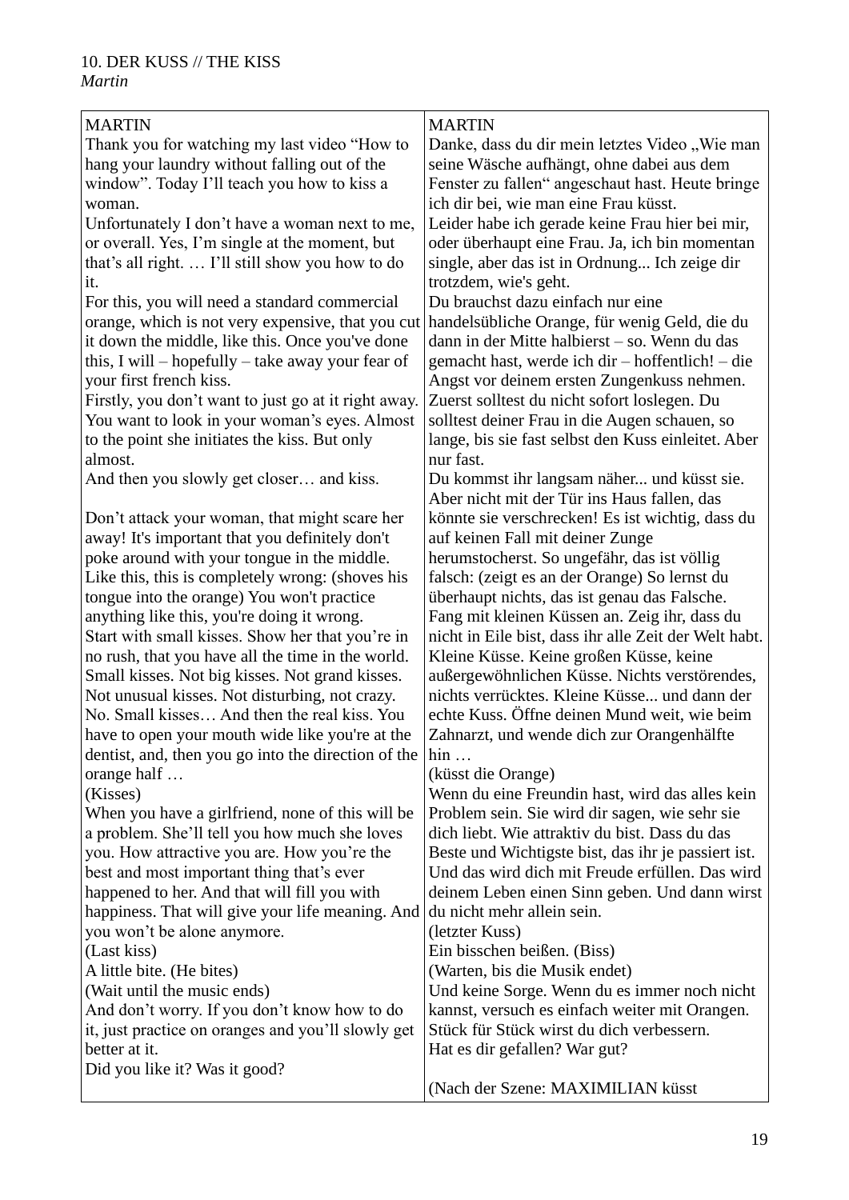10. DER KUSS // THE KISS
*Martin*

| MARTIN<br>Thank you for watching my last video “How to hang your laundry without falling out of the window”. Today I’ll teach you how to kiss a woman.<br>Unfortunately I don’t have a woman next to me, or overall. Yes, I’m single at the moment, but that’s all right. … I’ll still show you how to do it.<br>For this, you will need a standard commercial orange, which is not very expensive, that you cut it down the middle, like this. Once you've done this, I will – hopefully – take away your fear of your first french kiss.<br>Firstly, you don’t want to just go at it right away. You want to look in your woman’s eyes. Almost to the point she initiates the kiss. But only almost.<br>And then you slowly get closer… and kiss.<br><br>Don’t attack your woman, that might scare her away! It's important that you definitely don't poke around with your tongue in the middle. Like this, this is completely wrong: (shoves his tongue into the orange) You won't practice anything like this, you're doing it wrong.<br>Start with small kisses. Show her that you’re in no rush, that you have all the time in the world. Small kisses. Not big kisses. Not grand kisses. Not unusual kisses. Not disturbing, not crazy. No. Small kisses… And then the real kiss. You have to open your mouth wide like you're at the dentist, and, then you go into the direction of the orange half …<br>(Kisses)<br>When you have a girlfriend, none of this will be a problem. She’ll tell you how much she loves you. How attractive you are. How you’re the best and most important thing that’s ever happened to her. And that will fill you with happiness. That will give your life meaning. And you won’t be alone anymore.<br>(Last kiss)<br>A little bite. (He bites)<br>(Wait until the music ends)<br>And don’t worry. If you don’t know how to do it, just practice on oranges and you’ll slowly get better at it.<br>Did you like it? Was it good? | MARTIN<br>Danke, dass du dir mein letztes Video „Wie man seine Wäsche aufhängt, ohne dabei aus dem Fenster zu fallen“ angeschaut hast. Heute bringe ich dir bei, wie man eine Frau küsst.<br>Leider habe ich gerade keine Frau hier bei mir, oder überhaupt eine Frau. Ja, ich bin momentan single, aber das ist in Ordnung... Ich zeige dir trotzdem, wie's geht.<br>Du brauchst dazu einfach nur eine handelsübliche Orange, für wenig Geld, die du dann in der Mitte halbierst – so. Wenn du das gemacht hast, werde ich dir – hoffentlich! – die Angst vor deinem ersten Zungenkuss nehmen.<br>Zuerst solltest du nicht sofort loslegen. Du solltest deiner Frau in die Augen schauen, so lange, bis sie fast selbst den Kuss einleitet. Aber nur fast.<br>Du kommst ihr langsam näher... und küsst sie. Aber nicht mit der Tür ins Haus fallen, das könnte sie verschrecken! Es ist wichtig, dass du auf keinen Fall mit deiner Zunge herumstocherst. So ungefähr, das ist völlig falsch: (zeigt es an der Orange) So lernst du überhaupt nichts, das ist genau das Falsche.<br>Fang mit kleinen Küssen an. Zeig ihr, dass du nicht in Eile bist, dass ihr alle Zeit der Welt habt. Kleine Küsse. Keine großen Küsse, keine außergewöhnlichen Küsse. Nichts verstörendes, nichts verrücktes. Kleine Küsse... und dann der echte Kuss. Öffne deinen Mund weit, wie beim Zahnarzt, und wende dich zur Orangenhälfte hin …<br>(küsst die Orange)<br>Wenn du eine Freundin hast, wird das alles kein Problem sein. Sie wird dir sagen, wie sehr sie dich liebt. Wie attraktiv du bist. Dass du das Beste und Wichtigste bist, das ihr je passiert ist. Und das wird dich mit Freude erfüllen. Das wird deinem Leben einen Sinn geben. Und dann wirst du nicht mehr allein sein.<br>(letzter Kuss)<br>Ein bisschen beißen. (Biss)<br>(Warten, bis die Musik endet)<br>Und keine Sorge. Wenn du es immer noch nicht kannst, versuch es einfach weiter mit Orangen. Stück für Stück wirst du dich verbessern.<br>Hat es dir gefallen? War gut?<br><br>(Nach der Szene: MAXIMILIAN küsst |
| --- | --- |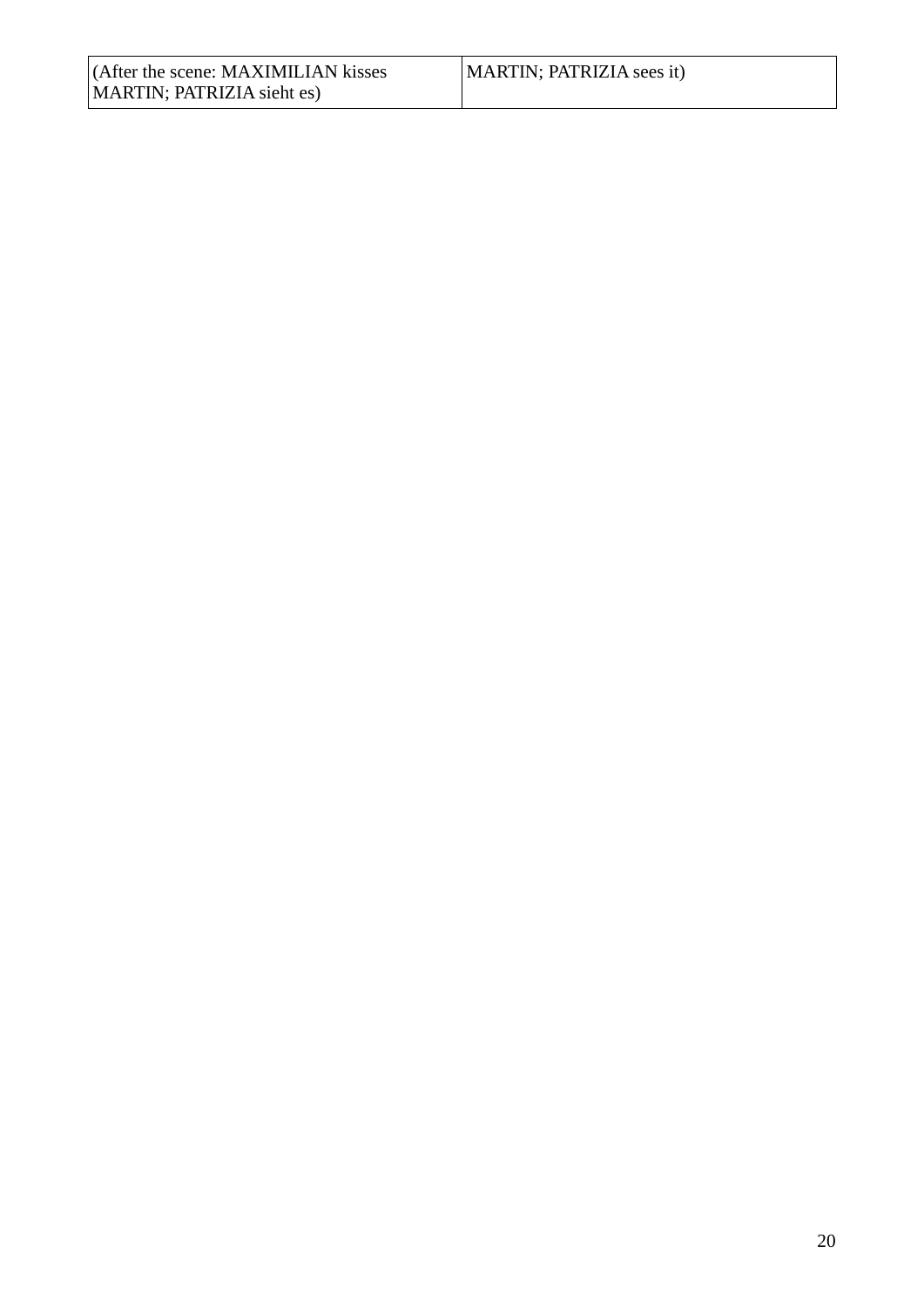| (After the scene: MAXIMILIAN kisses MARTIN; PATRIZIA sieht es) | MARTIN; PATRIZIA sees it) |
|---|---|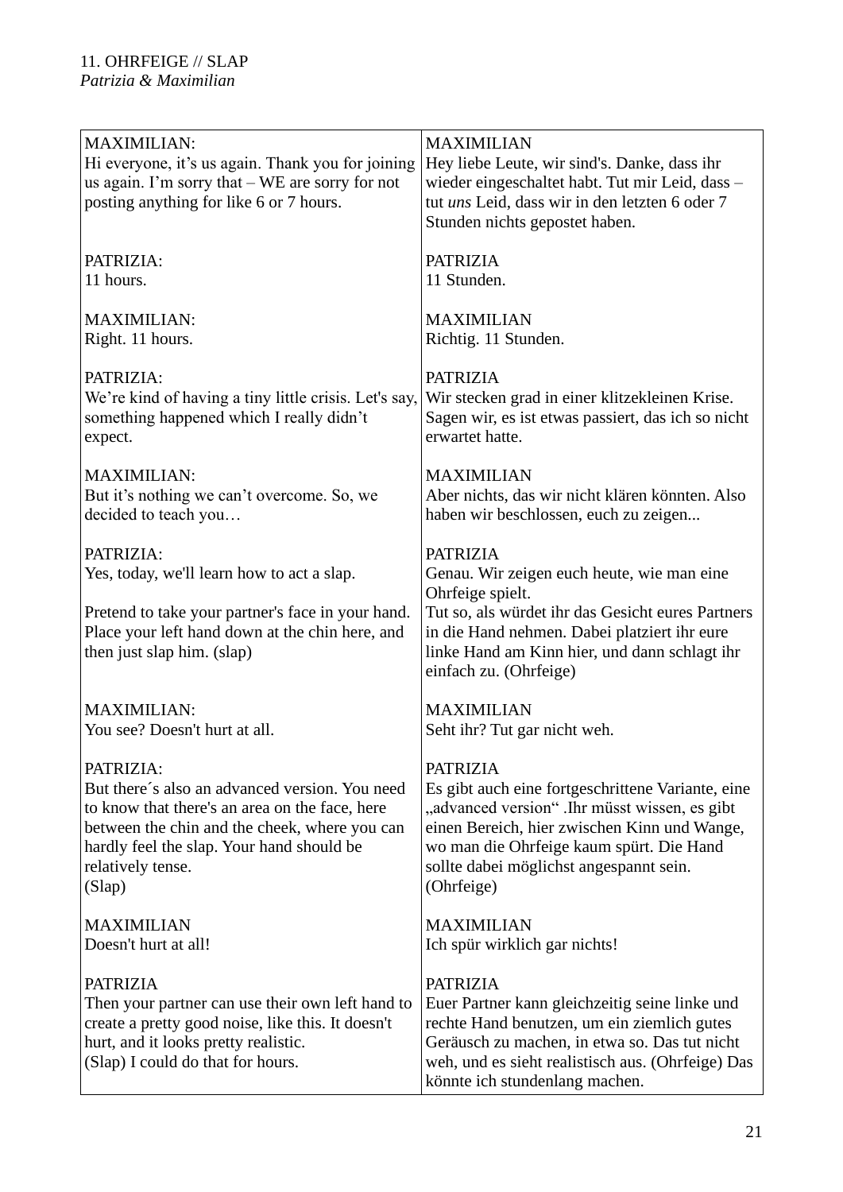11. OHRFEIGE // SLAP
*Patrizia & Maximilian*

| MAXIMILIAN:<br>Hi everyone, it's us again. Thank you for joining us again. I'm sorry that – WE are sorry for not posting anything for like 6 or 7 hours. | MAXIMILIAN<br>Hey liebe Leute, wir sind's. Danke, dass ihr wieder eingeschaltet habt. Tut mir Leid, dass – tut *uns* Leid, dass wir in den letzten 6 oder 7 Stunden nichts gepostet haben. |
|---|---|
| PATRIZIA:<br>11 hours. | PATRIZIA<br>11 Stunden. |
| MAXIMILIAN:<br>Right. 11 hours. | MAXIMILIAN<br>Richtig. 11 Stunden. |
| PATRIZIA:<br>We're kind of having a tiny little crisis. Let's say, something happened which I really didn't expect. | PATRIZIA<br>Wir stecken grad in einer klitzekleinen Krise. Sagen wir, es ist etwas passiert, das ich so nicht erwartet hatte. |
| MAXIMILIAN:<br>But it's nothing we can't overcome. So, we decided to teach you… | MAXIMILIAN<br>Aber nichts, das wir nicht klären könnten. Also haben wir beschlossen, euch zu zeigen... |
| PATRIZIA:<br>Yes, today, we'll learn how to act a slap.<br><br>Pretend to take your partner's face in your hand. Place your left hand down at the chin here, and then just slap him. (slap) | PATRIZIA<br>Genau. Wir zeigen euch heute, wie man eine Ohrfeige spielt.<br>Tut so, als würdet ihr das Gesicht eures Partners in die Hand nehmen. Dabei platziert ihr eure linke Hand am Kinn hier, und dann schlagt ihr einfach zu. (Ohrfeige) |
| MAXIMILIAN:<br>You see? Doesn't hurt at all. | MAXIMILIAN<br>Seht ihr? Tut gar nicht weh. |
| PATRIZIA:<br>But there´s also an advanced version. You need to know that there's an area on the face, here between the chin and the cheek, where you can hardly feel the slap. Your hand should be relatively tense.<br>(Slap) | PATRIZIA<br>Es gibt auch eine fortgeschrittene Variante, eine „advanced version" .Ihr müsst wissen, es gibt einen Bereich, hier zwischen Kinn und Wange, wo man die Ohrfeige kaum spürt. Die Hand sollte dabei möglichst angespannt sein.<br>(Ohrfeige) |
| MAXIMILIAN<br>Doesn't hurt at all! | MAXIMILIAN<br>Ich spür wirklich gar nichts! |
| PATRIZIA<br>Then your partner can use their own left hand to create a pretty good noise, like this. It doesn't hurt, and it looks pretty realistic.<br>(Slap) I could do that for hours. | PATRIZIA<br>Euer Partner kann gleichzeitig seine linke und rechte Hand benutzen, um ein ziemlich gutes Geräusch zu machen, in etwa so. Das tut nicht weh, und es sieht realistisch aus. (Ohrfeige) Das könnte ich stundenlang machen. |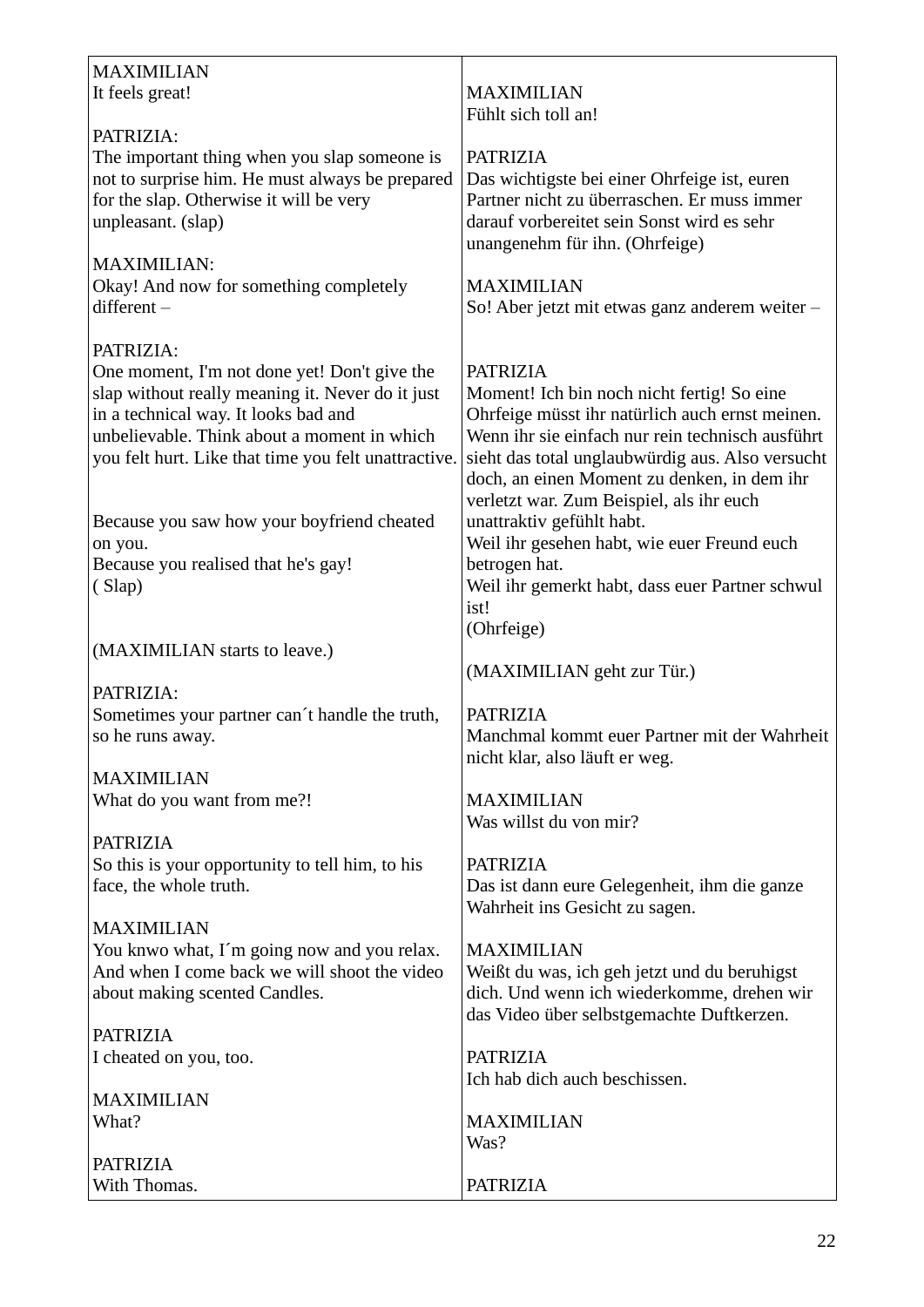| MAXIMILIAN<br>It feels great! | MAXIMILIAN<br>Fühlt sich toll an! |
|---|---|
| PATRIZIA:<br>The important thing when you slap someone is not to surprise him. He must always be prepared for the slap. Otherwise it will be very unpleasant. (slap) | PATRIZIA<br>Das wichtigste bei einer Ohrfeige ist, euren Partner nicht zu überraschen. Er muss immer darauf vorbereitet sein Sonst wird es sehr unangenehm für ihn. (Ohrfeige) |
| MAXIMILIAN:<br>Okay! And now for something completely different – | MAXIMILIAN<br>So! Aber jetzt mit etwas ganz anderem weiter – |
| PATRIZIA:<br>One moment, I'm not done yet! Don't give the slap without really meaning it. Never do it just in a technical way. It looks bad and unbelievable. Think about a moment in which you felt hurt. Like that time you felt unattractive.<br><br>Because you saw how your boyfriend cheated on you.<br>Because you realised that he's gay!<br>( Slap) | PATRIZIA<br>Moment! Ich bin noch nicht fertig! So eine Ohrfeige müsst ihr natürlich auch ernst meinen. Wenn ihr sie einfach nur rein technisch ausführt sieht das total unglaubwürdig aus. Also versucht doch, an einen Moment zu denken, in dem ihr verletzt war. Zum Beispiel, als ihr euch unattraktiv gefühlt habt.<br>Weil ihr gesehen habt, wie euer Freund euch betrogen hat.<br>Weil ihr gemerkt habt, dass euer Partner schwul ist!<br>(Ohrfeige) |
| (MAXIMILIAN starts to leave.) | (MAXIMILIAN geht zur Tür.) |
| PATRIZIA:<br>Sometimes your partner can´t handle the truth, so he runs away. | PATRIZIA<br>Manchmal kommt euer Partner mit der Wahrheit nicht klar, also läuft er weg. |
| MAXIMILIAN<br>What do you want from me?! | MAXIMILIAN<br>Was willst du von mir? |
| PATRIZIA<br>So this is your opportunity to tell him, to his face, the whole truth. | PATRIZIA<br>Das ist dann eure Gelegenheit, ihm die ganze Wahrheit ins Gesicht zu sagen. |
| MAXIMILIAN<br>You knwo what, I´m going now and you relax. And when I come back we will shoot the video about making scented Candles. | MAXIMILIAN<br>Weißt du was, ich geh jetzt und du beruhigst dich. Und wenn ich wiederkomme, drehen wir das Video über selbstgemachte Duftkerzen. |
| PATRIZIA<br>I cheated on you, too. | PATRIZIA<br>Ich hab dich auch beschissen. |
| MAXIMILIAN<br>What? | MAXIMILIAN<br>Was? |
| PATRIZIA<br>With Thomas. | PATRIZIA |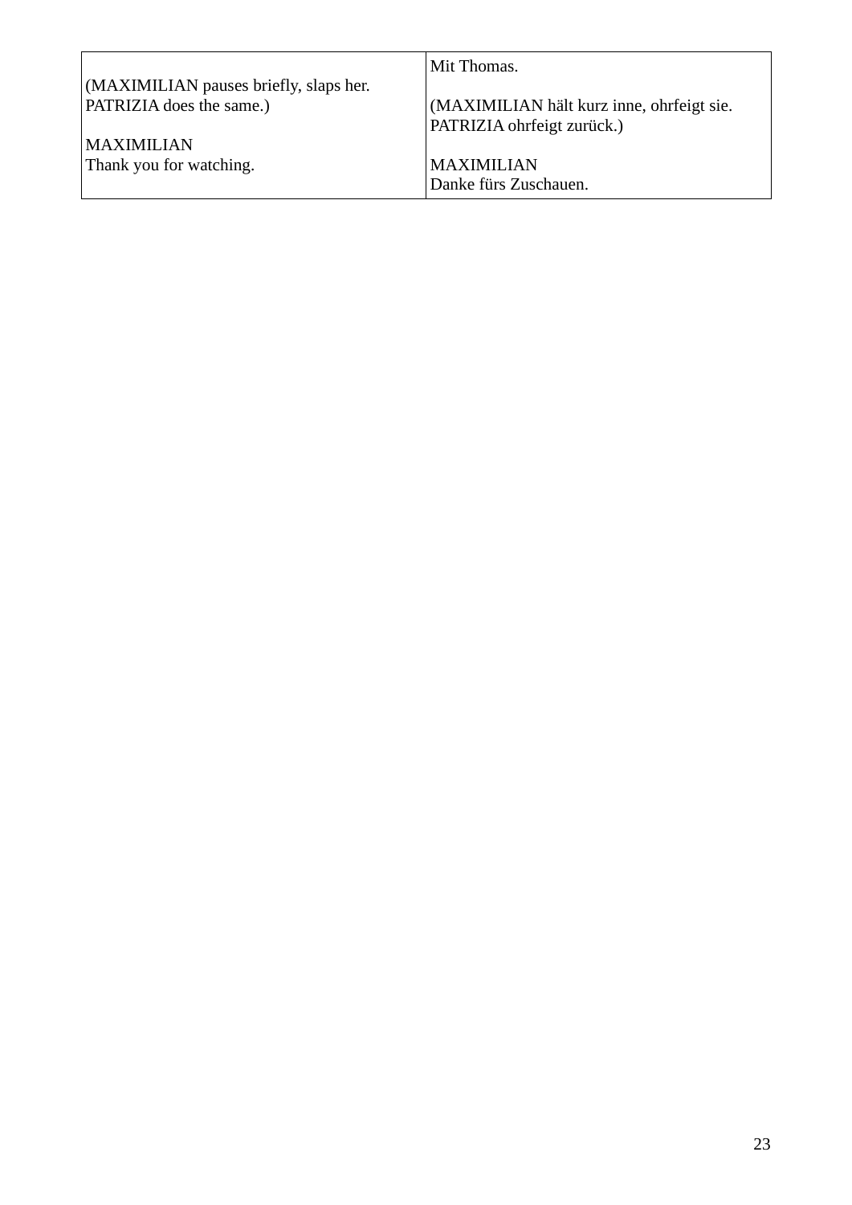| | |
|---|---|
| <br>(MAXIMILIAN pauses briefly, slaps her. PATRIZIA does the same.)<br><br>MAXIMILIAN<br>Thank you for watching. | Mit Thomas.<br><br>(MAXIMILIAN hält kurz inne, ohrfeigt sie. PATRIZIA ohrfeigt zurück.)<br><br>MAXIMILIAN<br>Danke fürs Zuschauen. |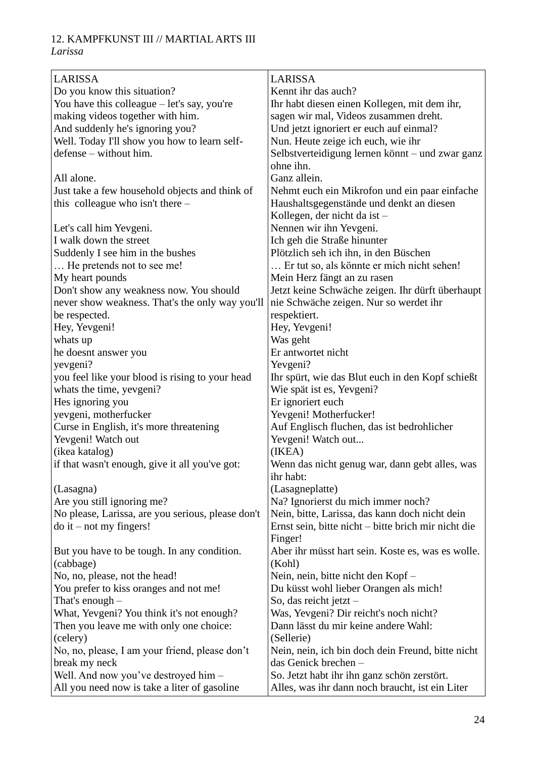12. KAMPFKUNST III // MARTIAL ARTS III
*Larissa*

| LARISSA | LARISSA |
|---|---|
| Do you know this situation? | Kennt ihr das auch? |
| You have this colleague – let's say, you're making videos together with him. | Ihr habt diesen einen Kollegen, mit dem ihr, sagen wir mal, Videos zusammen dreht. |
| And suddenly he's ignoring you? | Und jetzt ignoriert er euch auf einmal? |
| Well. Today I'll show you how to learn self-defense – without him. | Nun. Heute zeige ich euch, wie ihr Selbstverteidigung lernen könnt – und zwar ganz ohne ihn. |
| All alone. | Ganz allein. |
| Just take a few household objects and think of this colleague who isn't there – | Nehmt euch ein Mikrofon und ein paar einfache Haushaltsgegenstände und denkt an diesen Kollegen, der nicht da ist – |
| Let's call him Yevgeni. | Nennen wir ihn Yevgeni. |
| I walk down the street | Ich geh die Straße hinunter |
| Suddenly I see him in the bushes | Plötzlich seh ich ihn, in den Büschen |
| … He pretends not to see me! | … Er tut so, als könnte er mich nicht sehen! |
| My heart pounds | Mein Herz fängt an zu rasen |
| Don't show any weakness now. You should never show weakness. That's the only way you'll be respected. | Jetzt keine Schwäche zeigen. Ihr dürft überhaupt nie Schwäche zeigen. Nur so werdet ihr respektiert. |
| Hey, Yevgeni! | Hey, Yevgeni! |
| whats up | Was geht |
| he doesnt answer you | Er antwortet nicht |
| yevgeni? | Yevgeni? |
| you feel like your blood is rising to your head | Ihr spürt, wie das Blut euch in den Kopf schießt |
| whats the time, yevgeni? | Wie spät ist es, Yevgeni? |
| Hes ignoring you | Er ignoriert euch |
| yevgeni, motherfucker | Yevgeni! Motherfucker! |
| Curse in English, it's more threatening | Auf Englisch fluchen, das ist bedrohlicher |
| Yevgeni! Watch out | Yevgeni! Watch out... |
| (ikea katalog) | (IKEA) |
| if that wasn't enough, give it all you've got: | Wenn das nicht genug war, dann gebt alles, was ihr habt: |
| (Lasagna) | (Lasagneplatte) |
| Are you still ignoring me? | Na? Ignorierst du mich immer noch? |
| No please, Larissa, are you serious, please don't do it – not my fingers! | Nein, bitte, Larissa, das kann doch nicht dein Ernst sein, bitte nicht – bitte brich mir nicht die Finger! |
| But you have to be tough. In any condition. | Aber ihr müsst hart sein. Koste es, was es wolle. |
| (cabbage) | (Kohl) |
| No, no, please, not the head! | Nein, nein, bitte nicht den Kopf – |
| You prefer to kiss oranges and not me! | Du küsst wohl lieber Orangen als mich! |
| That's enough – | So, das reicht jetzt – |
| What, Yevgeni? You think it's not enough? | Was, Yevgeni? Dir reicht's noch nicht? |
| Then you leave me with only one choice: | Dann lässt du mir keine andere Wahl: |
| (celery) | (Sellerie) |
| No, no, please, I am your friend, please don't break my neck | Nein, nein, ich bin doch dein Freund, bitte nicht das Genick brechen – |
| Well. And now you've destroyed him – | So. Jetzt habt ihr ihn ganz schön zerstört. |
| All you need now is take a liter of gasoline | Alles, was ihr dann noch braucht, ist ein Liter |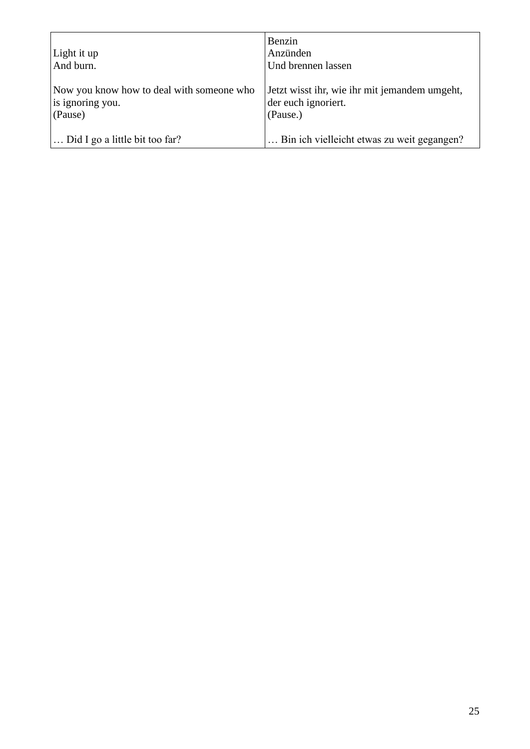|  |  |
|---|---|
| Light it up<br>And burn.<br><br>Now you know how to deal with someone who is ignoring you.<br>(Pause)<br><br>… Did I go a little bit too far? | Benzin<br>Anzünden<br>Und brennen lassen<br><br>Jetzt wisst ihr, wie ihr mit jemandem umgeht, der euch ignoriert.<br>(Pause.)<br><br>… Bin ich vielleicht etwas zu weit gegangen? |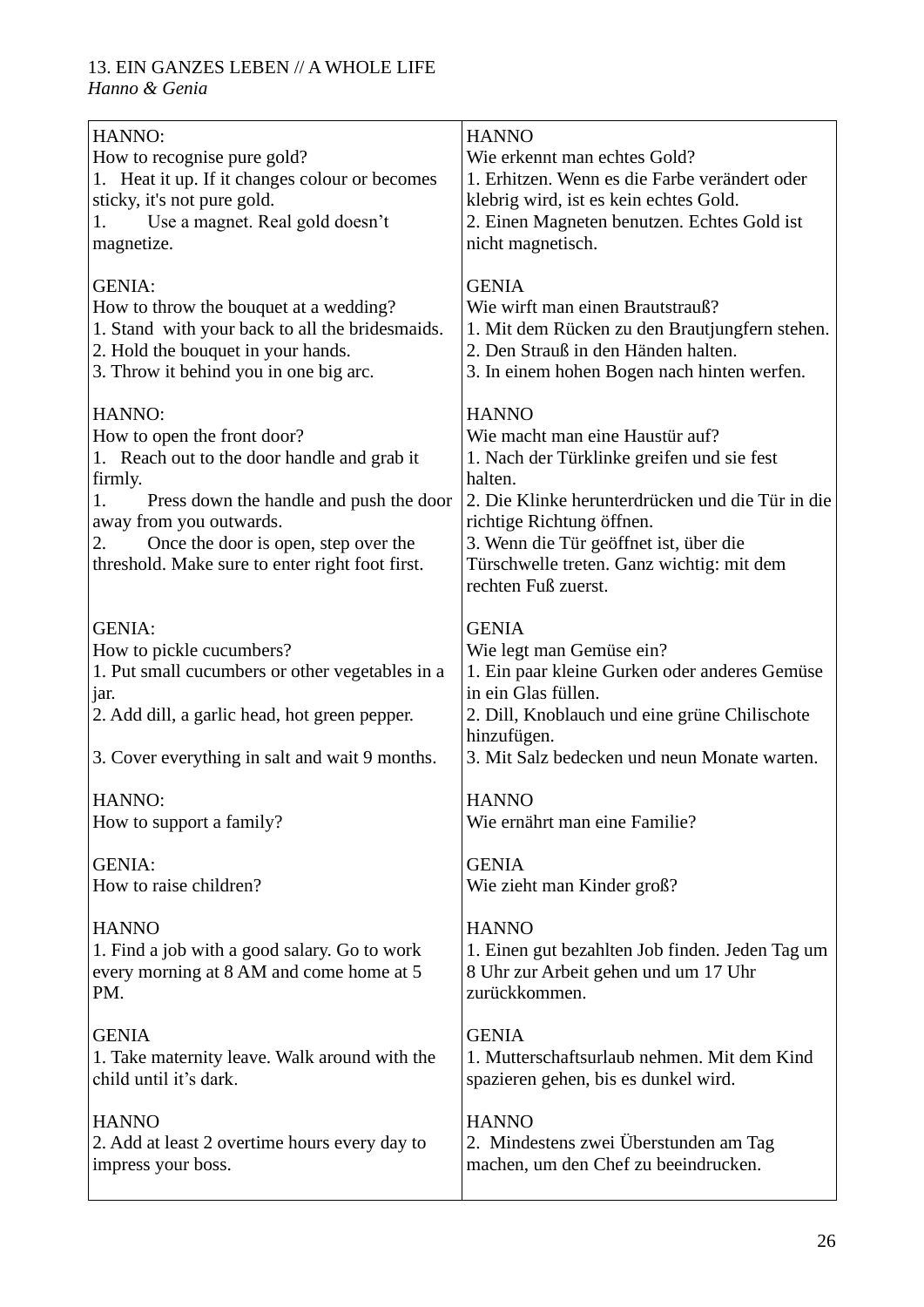13. EIN GANZES LEBEN // A WHOLE LIFE
*Hanno & Genia*

| | |
|---|---|
| HANNO:<br>How to recognise pure gold?<br>1. Heat it up. If it changes colour or becomes sticky, it's not pure gold.<br>1. Use a magnet. Real gold doesn't magnetize. | HANNO<br>Wie erkennt man echtes Gold?<br>1. Erhitzen. Wenn es die Farbe verändert oder klebrig wird, ist es kein echtes Gold.<br>2. Einen Magneten benutzen. Echtes Gold ist nicht magnetisch. |
| GENIA:<br>How to throw the bouquet at a wedding?<br>1. Stand with your back to all the bridesmaids.<br>2. Hold the bouquet in your hands.<br>3. Throw it behind you in one big arc. | GENIA<br>Wie wirft man einen Brautstrauß?<br>1. Mit dem Rücken zu den Brautjungfern stehen.<br>2. Den Strauß in den Händen halten.<br>3. In einem hohen Bogen nach hinten werfen. |
| HANNO:<br>How to open the front door?<br>1. Reach out to the door handle and grab it firmly.<br>1. Press down the handle and push the door away from you outwards.<br>2. Once the door is open, step over the threshold. Make sure to enter right foot first. | HANNO<br>Wie macht man eine Haustür auf?<br>1. Nach der Türklinke greifen und sie fest halten.<br>2. Die Klinke herunterdrücken und die Tür in die richtige Richtung öffnen.<br>3. Wenn die Tür geöffnet ist, über die Türschwelle treten. Ganz wichtig: mit dem rechten Fuß zuerst. |
| GENIA:<br>How to pickle cucumbers?<br>1. Put small cucumbers or other vegetables in a jar.<br>2. Add dill, a garlic head, hot green pepper.<br>3. Cover everything in salt and wait 9 months. | GENIA<br>Wie legt man Gemüse ein?<br>1. Ein paar kleine Gurken oder anderes Gemüse in ein Glas füllen.<br>2. Dill, Knoblauch und eine grüne Chilischote hinzufügen.<br>3. Mit Salz bedecken und neun Monate warten. |
| HANNO:<br>How to support a family? | HANNO<br>Wie ernährt man eine Familie? |
| GENIA:<br>How to raise children? | GENIA<br>Wie zieht man Kinder groß? |
| HANNO<br>1. Find a job with a good salary. Go to work every morning at 8 AM and come home at 5 PM. | HANNO<br>1. Einen gut bezahlten Job finden. Jeden Tag um 8 Uhr zur Arbeit gehen und um 17 Uhr zurückkommen. |
| GENIA<br>1. Take maternity leave. Walk around with the child until it's dark. | GENIA<br>1. Mutterschaftsurlaub nehmen. Mit dem Kind spazieren gehen, bis es dunkel wird. |
| HANNO<br>2. Add at least 2 overtime hours every day to impress your boss. | HANNO<br>2. Mindestens zwei Überstunden am Tag machen, um den Chef zu beeindrucken. |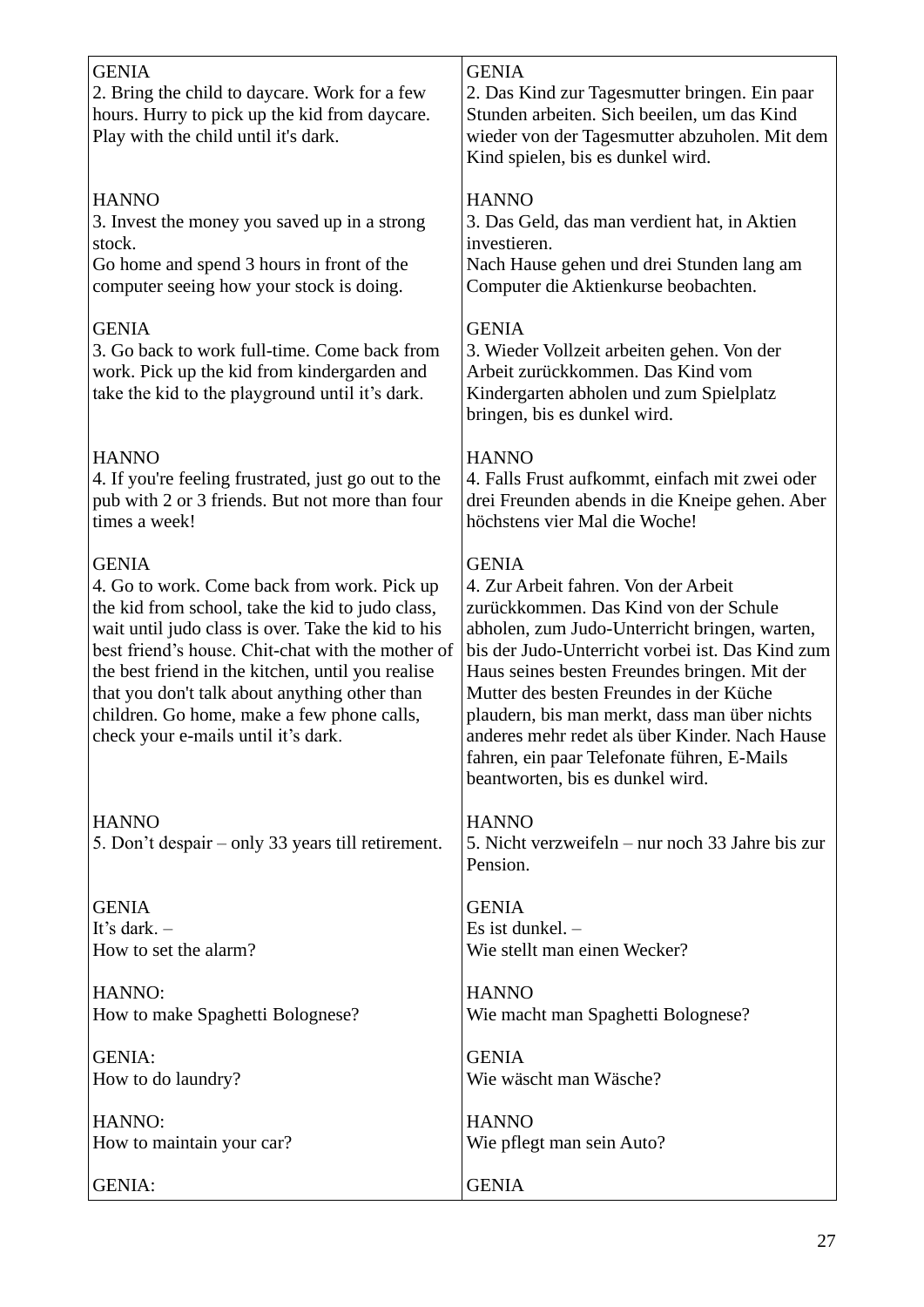| GENIA<br>2. Bring the child to daycare. Work for a few hours. Hurry to pick up the kid from daycare. Play with the child until it's dark. | GENIA<br>2. Das Kind zur Tagesmutter bringen. Ein paar Stunden arbeiten. Sich beeilen, um das Kind wieder von der Tagesmutter abzuholen. Mit dem Kind spielen, bis es dunkel wird. |
|---|---|
| HANNO<br>3. Invest the money you saved up in a strong stock.<br>Go home and spend 3 hours in front of the computer seeing how your stock is doing. | HANNO<br>3. Das Geld, das man verdient hat, in Aktien investieren.<br>Nach Hause gehen und drei Stunden lang am Computer die Aktienkurse beobachten. |
| GENIA<br>3. Go back to work full-time. Come back from work. Pick up the kid from kindergarden and take the kid to the playground until it's dark. | GENIA<br>3. Wieder Vollzeit arbeiten gehen. Von der Arbeit zurückkommen. Das Kind vom Kindergarten abholen und zum Spielplatz bringen, bis es dunkel wird. |
| HANNO<br>4. If you're feeling frustrated, just go out to the pub with 2 or 3 friends. But not more than four times a week! | HANNO<br>4. Falls Frust aufkommt, einfach mit zwei oder drei Freunden abends in die Kneipe gehen. Aber höchstens vier Mal die Woche! |
| GENIA<br>4. Go to work. Come back from work. Pick up the kid from school, take the kid to judo class, wait until judo class is over. Take the kid to his best friend's house. Chit-chat with the mother of the best friend in the kitchen, until you realise that you don't talk about anything other than children. Go home, make a few phone calls, check your e-mails until it's dark. | GENIA<br>4. Zur Arbeit fahren. Von der Arbeit zurückkommen. Das Kind von der Schule abholen, zum Judo-Unterricht bringen, warten, bis der Judo-Unterricht vorbei ist. Das Kind zum Haus seines besten Freundes bringen. Mit der Mutter des besten Freundes in der Küche plaudern, bis man merkt, dass man über nichts anderes mehr redet als über Kinder. Nach Hause fahren, ein paar Telefonate führen, E-Mails beantworten, bis es dunkel wird. |
| HANNO<br>5. Don't despair – only 33 years till retirement. | HANNO<br>5. Nicht verzweifeln – nur noch 33 Jahre bis zur Pension. |
| GENIA<br>It's dark. –<br>How to set the alarm? | GENIA<br>Es ist dunkel. –<br>Wie stellt man einen Wecker? |
| HANNO:<br>How to make Spaghetti Bolognese? | HANNO<br>Wie macht man Spaghetti Bolognese? |
| GENIA:<br>How to do laundry? | GENIA<br>Wie wäscht man Wäsche? |
| HANNO:<br>How to maintain your car? | HANNO<br>Wie pflegt man sein Auto? |
| GENIA: | GENIA |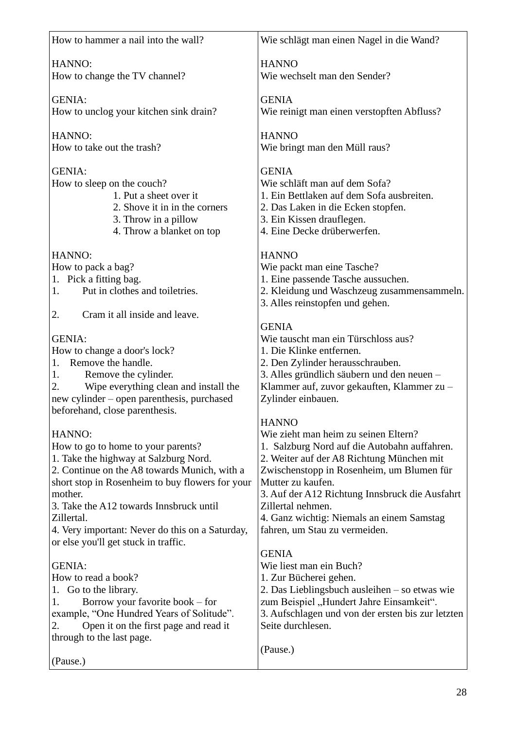| How to hammer a nail into the wall?<br><br>HANNO:<br>How to change the TV channel?<br><br>GENIA:<br>How to unclog your kitchen sink drain?<br><br>HANNO:<br>How to take out the trash?<br><br>GENIA:<br>How to sleep on the couch?<br>1. Put a sheet over it<br>2. Shove it in in the corners<br>3. Throw in a pillow<br>4. Throw a blanket on top<br><br>HANNO:<br>How to pack a bag?<br>1. Pick a fitting bag.<br>1. Put in clothes and toiletries.<br><br>2. Cram it all inside and leave.<br><br>GENIA:<br>How to change a door's lock?<br>1. Remove the handle.<br>1. Remove the cylinder.<br>2. Wipe everything clean and install the new cylinder – open parenthesis, purchased beforehand, close parenthesis.<br><br>HANNO:<br>How to go to home to your parents?<br>1. Take the highway at Salzburg Nord.<br>2. Continue on the A8 towards Munich, with a short stop in Rosenheim to buy flowers for your mother.<br>3. Take the A12 towards Innsbruck until Zillertal.<br>4. Very important: Never do this on a Saturday, or else you'll get stuck in traffic.<br><br>GENIA:<br>How to read a book?<br>1. Go to the library.<br>1. Borrow your favorite book – for example, "One Hundred Years of Solitude".<br>2. Open it on the first page and read it through to the last page.<br><br>(Pause.) | Wie schlägt man einen Nagel in die Wand?<br><br>HANNO<br>Wie wechselt man den Sender?<br><br>GENIA<br>Wie reinigt man einen verstopften Abfluss?<br><br>HANNO<br>Wie bringt man den Müll raus?<br><br>GENIA<br>Wie schläft man auf dem Sofa?<br>1. Ein Bettlaken auf dem Sofa ausbreiten.<br>2. Das Laken in die Ecken stopfen.<br>3. Ein Kissen drauflegen.<br>4. Eine Decke drüberwerfen.<br><br>HANNO<br>Wie packt man eine Tasche?<br>1. Eine passende Tasche aussuchen.<br>2. Kleidung und Waschzeug zusammensammeln.<br>3. Alles reinstopfen und gehen.<br><br>GENIA<br>Wie tauscht man ein Türschloss aus?<br>1. Die Klinke entfernen.<br>2. Den Zylinder herausschrauben.<br>3. Alles gründlich säubern und den neuen – Klammer auf, zuvor gekauften, Klammer zu – Zylinder einbauen.<br><br>HANNO<br>Wie zieht man heim zu seinen Eltern?<br>1. Salzburg Nord auf die Autobahn auffahren.<br>2. Weiter auf der A8 Richtung München mit Zwischenstopp in Rosenheim, um Blumen für Mutter zu kaufen.<br>3. Auf der A12 Richtung Innsbruck die Ausfahrt Zillertal nehmen.<br>4. Ganz wichtig: Niemals an einem Samstag fahren, um Stau zu vermeiden.<br><br>GENIA<br>Wie liest man ein Buch?<br>1. Zur Bücherei gehen.<br>2. Das Lieblingsbuch ausleihen – so etwas wie zum Beispiel „Hundert Jahre Einsamkeit".<br>3. Aufschlagen und von der ersten bis zur letzten Seite durchlesen.<br><br>(Pause.) |
|---|---|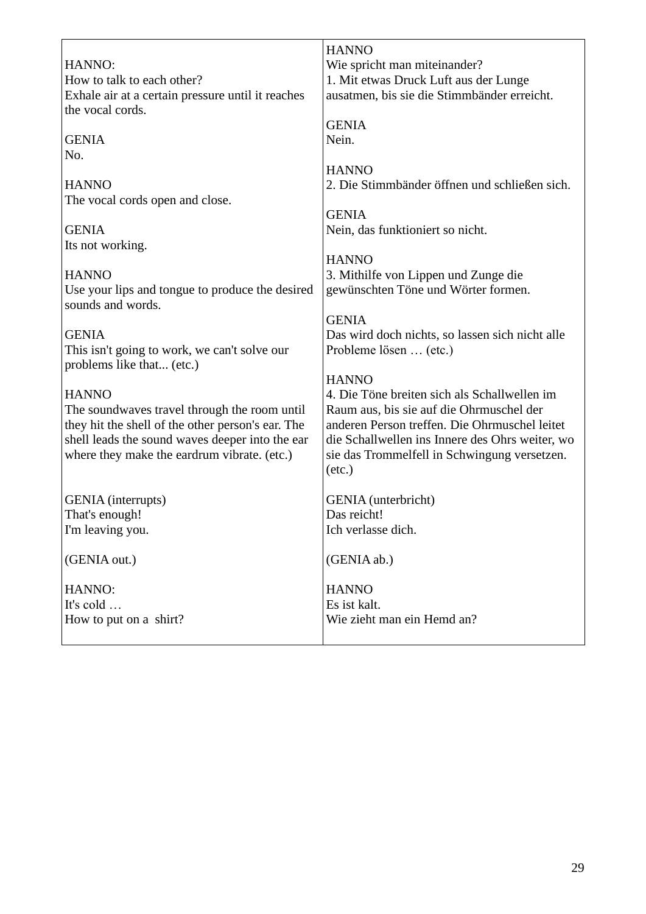| | |
|---|---|
| HANNO:<br>How to talk to each other?<br>Exhale air at a certain pressure until it reaches the vocal cords.<br><br>GENIA<br>No.<br><br>HANNO<br>The vocal cords open and close.<br><br>GENIA<br>Its not working.<br><br>HANNO<br>Use your lips and tongue to produce the desired sounds and words.<br><br>GENIA<br>This isn't going to work, we can't solve our problems like that... (etc.)<br><br>HANNO<br>The soundwaves travel through the room until they hit the shell of the other person's ear. The shell leads the sound waves deeper into the ear where they make the eardrum vibrate. (etc.)<br><br>GENIA (interrupts)<br>That's enough!<br>I'm leaving you.<br><br>(GENIA out.)<br><br>HANNO:<br>It's cold …<br>How to put on a shirt? | HANNO<br>Wie spricht man miteinander?<br>1. Mit etwas Druck Luft aus der Lunge ausatmen, bis sie die Stimmbänder erreicht.<br><br>GENIA<br>Nein.<br><br>HANNO<br>2. Die Stimmbänder öffnen und schließen sich.<br><br>GENIA<br>Nein, das funktioniert so nicht.<br><br>HANNO<br>3. Mithilfe von Lippen und Zunge die gewünschten Töne und Wörter formen.<br><br>GENIA<br>Das wird doch nichts, so lassen sich nicht alle Probleme lösen … (etc.)<br><br>HANNO<br>4. Die Töne breiten sich als Schallwellen im Raum aus, bis sie auf die Ohrmuschel der anderen Person treffen. Die Ohrmuschel leitet die Schallwellen ins Innere des Ohrs weiter, wo sie das Trommelfell in Schwingung versetzen. (etc.)<br><br>GENIA (unterbricht)<br>Das reicht!<br>Ich verlasse dich.<br><br>(GENIA ab.)<br><br>HANNO<br>Es ist kalt.<br>Wie zieht man ein Hemd an? |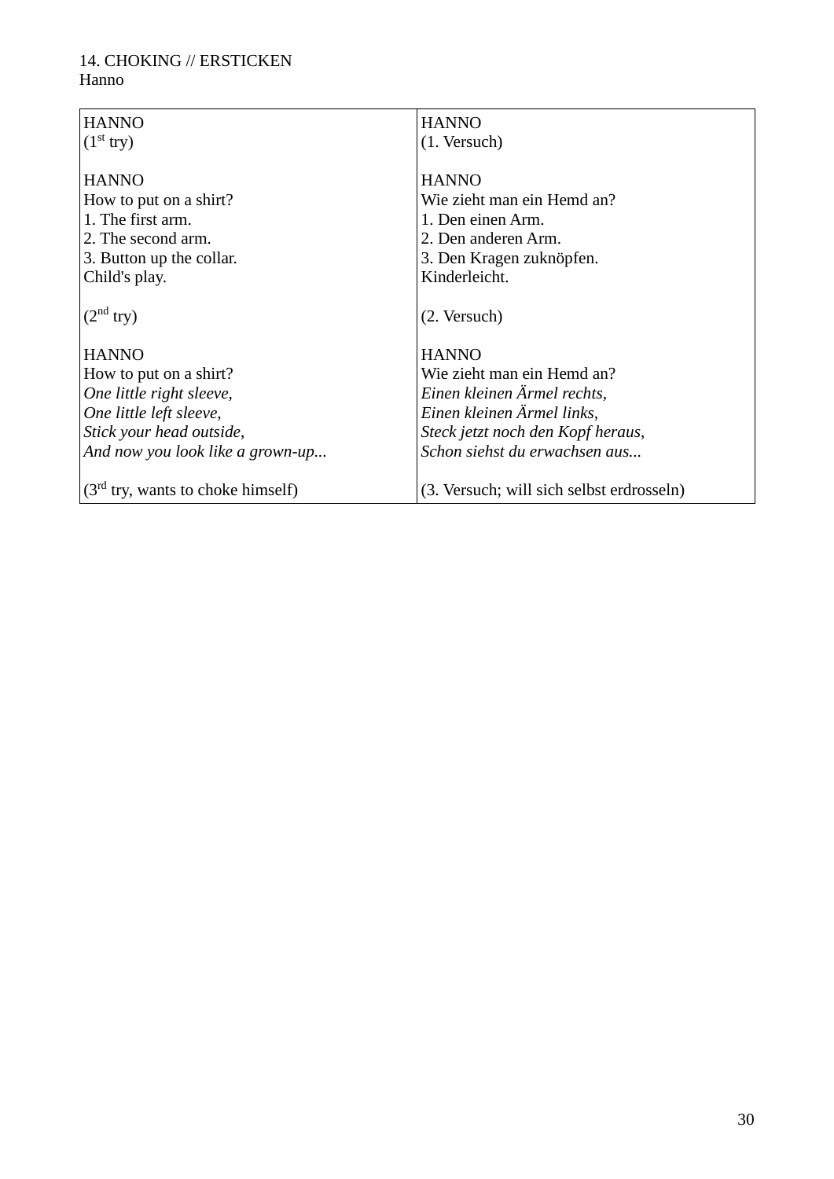14. CHOKING // ERSTICKEN
Hanno

| HANNO<br>(1st try)<br><br>HANNO<br>How to put on a shirt?<br>1. The first arm.<br>2. The second arm.<br>3. Button up the collar.<br>Child's play.<br><br>(2nd try)<br><br>HANNO<br>How to put on a shirt?<br>*One little right sleeve,*<br>*One little left sleeve,*<br>*Stick your head outside,*<br>*And now you look like a grown-up...*<br><br>(3rd try, wants to choke himself) | HANNO<br>(1. Versuch)<br><br>HANNO<br>Wie zieht man ein Hemd an?<br>1. Den einen Arm.<br>2. Den anderen Arm.<br>3. Den Kragen zuknöpfen.<br>Kinderleicht.<br><br>(2. Versuch)<br><br>HANNO<br>Wie zieht man ein Hemd an?<br>*Einen kleinen Ärmel rechts,*<br>*Einen kleinen Ärmel links,*<br>*Steck jetzt noch den Kopf heraus,*<br>*Schon siehst du erwachsen aus...*<br><br>(3. Versuch; will sich selbst erdrosseln) |
|---|---|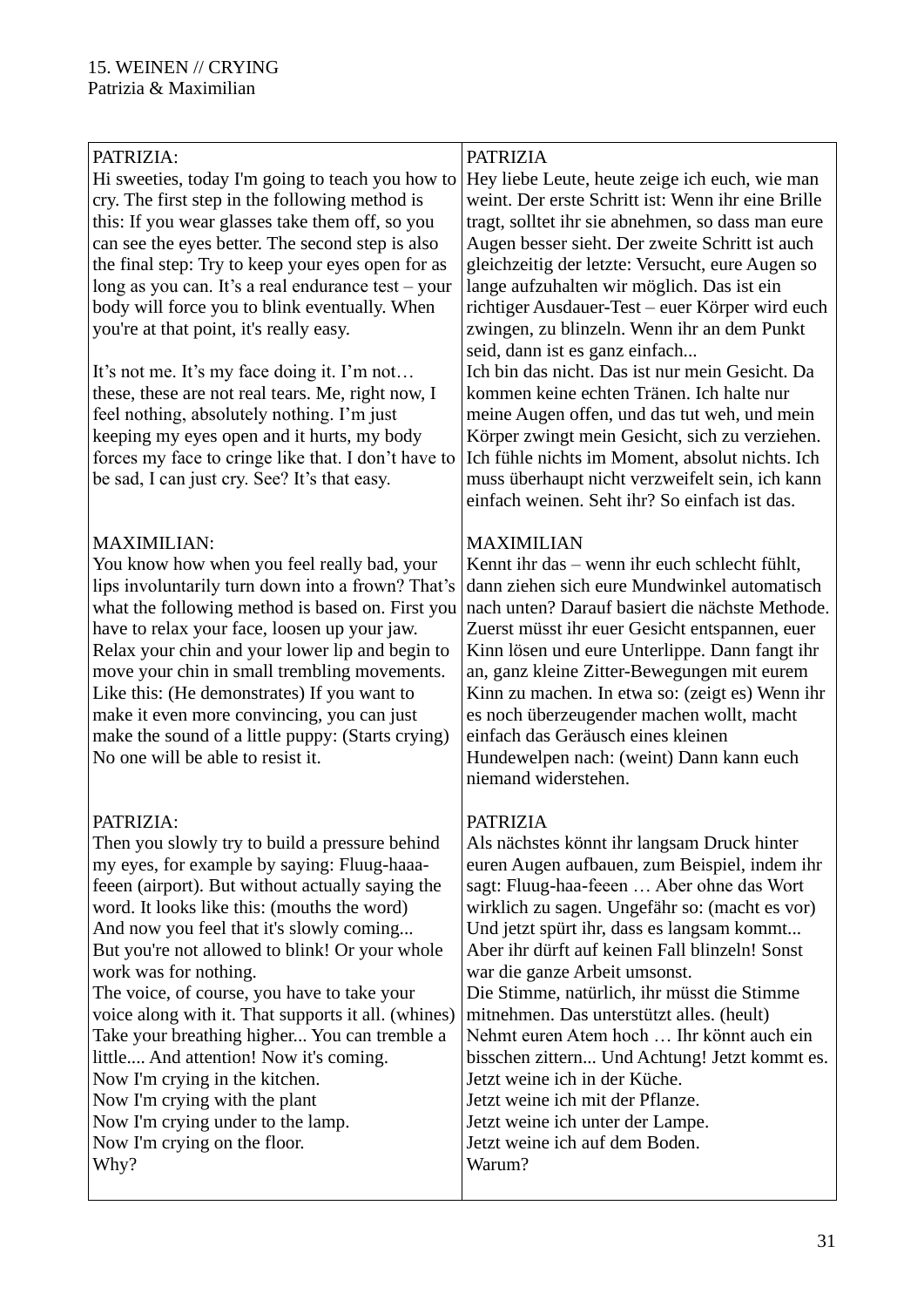15. WEINEN // CRYING
Patrizia & Maximilian

| PATRIZIA:<br>Hi sweeties, today I'm going to teach you how to cry. The first step in the following method is this: If you wear glasses take them off, so you can see the eyes better. The second step is also the final step: Try to keep your eyes open for as long as you can. It's a real endurance test – your body will force you to blink eventually. When you're at that point, it's really easy.<br><br>It's not me. It's my face doing it. I'm not… these, these are not real tears. Me, right now, I feel nothing, absolutely nothing. I'm just keeping my eyes open and it hurts, my body forces my face to cringe like that. I don't have to be sad, I can just cry. See? It's that easy.<br><br>MAXIMILIAN:<br>You know how when you feel really bad, your lips involuntarily turn down into a frown? That's what the following method is based on. First you have to relax your face, loosen up your jaw. Relax your chin and your lower lip and begin to move your chin in small trembling movements. Like this: (He demonstrates) If you want to make it even more convincing, you can just make the sound of a little puppy: (Starts crying) No one will be able to resist it.<br><br>PATRIZIA:<br>Then you slowly try to build a pressure behind my eyes, for example by saying: Fluug-haaa-feeen (airport). But without actually saying the word. It looks like this: (mouths the word)<br>And now you feel that it's slowly coming...<br>But you're not allowed to blink! Or your whole work was for nothing.<br>The voice, of course, you have to take your voice along with it. That supports it all. (whines)<br>Take your breathing higher... You can tremble a little.... And attention! Now it's coming.<br>Now I'm crying in the kitchen.<br>Now I'm crying with the plant<br>Now I'm crying under to the lamp.<br>Now I'm crying on the floor.<br>Why? | PATRIZIA<br>Hey liebe Leute, heute zeige ich euch, wie man weint. Der erste Schritt ist: Wenn ihr eine Brille tragt, solltet ihr sie abnehmen, so dass man eure Augen besser sieht. Der zweite Schritt ist auch gleichzeitig der letzte: Versucht, eure Augen so lange aufzuhalten wir möglich. Das ist ein richtiger Ausdauer-Test – euer Körper wird euch zwingen, zu blinzeln. Wenn ihr an dem Punkt seid, dann ist es ganz einfach...<br>Ich bin das nicht. Das ist nur mein Gesicht. Da kommen keine echten Tränen. Ich halte nur meine Augen offen, und das tut weh, und mein Körper zwingt mein Gesicht, sich zu verziehen. Ich fühle nichts im Moment, absolut nichts. Ich muss überhaupt nicht verzweifelt sein, ich kann einfach weinen. Seht ihr? So einfach ist das.<br><br>MAXIMILIAN<br>Kennt ihr das – wenn ihr euch schlecht fühlt, dann ziehen sich eure Mundwinkel automatisch nach unten? Darauf basiert die nächste Methode. Zuerst müsst ihr euer Gesicht entspannen, euer Kinn lösen und eure Unterlippe. Dann fangt ihr an, ganz kleine Zitter-Bewegungen mit eurem Kinn zu machen. In etwa so: (zeigt es) Wenn ihr es noch überzeugender machen wollt, macht einfach das Geräusch eines kleinen Hundewelpen nach: (weint) Dann kann euch niemand widerstehen.<br><br>PATRIZIA<br>Als nächstes könnt ihr langsam Druck hinter euren Augen aufbauen, zum Beispiel, indem ihr sagt: Fluug-haa-feeen … Aber ohne das Wort wirklich zu sagen. Ungefähr so: (macht es vor)<br>Und jetzt spürt ihr, dass es langsam kommt...<br>Aber ihr dürft auf keinen Fall blinzeln! Sonst war die ganze Arbeit umsonst.<br>Die Stimme, natürlich, ihr müsst die Stimme mitnehmen. Das unterstützt alles. (heult)<br>Nehmt euren Atem hoch … Ihr könnt auch ein bisschen zittern... Und Achtung! Jetzt kommt es.<br>Jetzt weine ich in der Küche.<br>Jetzt weine ich mit der Pflanze.<br>Jetzt weine ich unter der Lampe.<br>Jetzt weine ich auf dem Boden.<br>Warum? |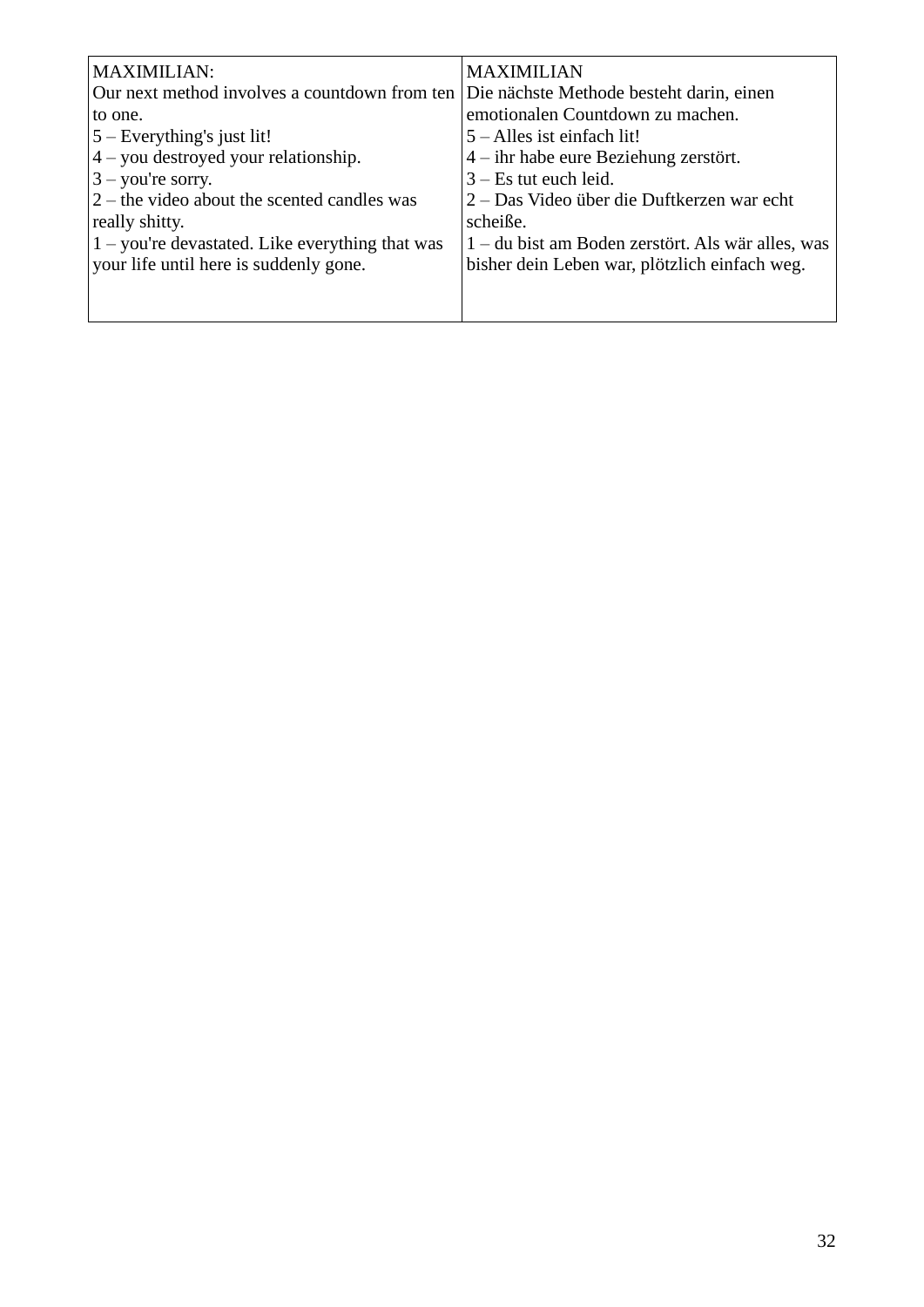| MAXIMILIAN:<br>Our next method involves a countdown from ten to one.<br>5 – Everything's just lit!<br>4 – you destroyed your relationship.<br>3 – you're sorry.<br>2 – the video about the scented candles was really shitty.<br>1 – you're devastated. Like everything that was your life until here is suddenly gone. | MAXIMILIAN<br>Die nächste Methode besteht darin, einen emotionalen Countdown zu machen.<br>5 – Alles ist einfach lit!<br>4 – ihr habe eure Beziehung zerstört.<br>3 – Es tut euch leid.<br>2 – Das Video über die Duftkerzen war echt scheiße.<br>1 – du bist am Boden zerstört. Als wär alles, was bisher dein Leben war, plötzlich einfach weg. |
|---|---|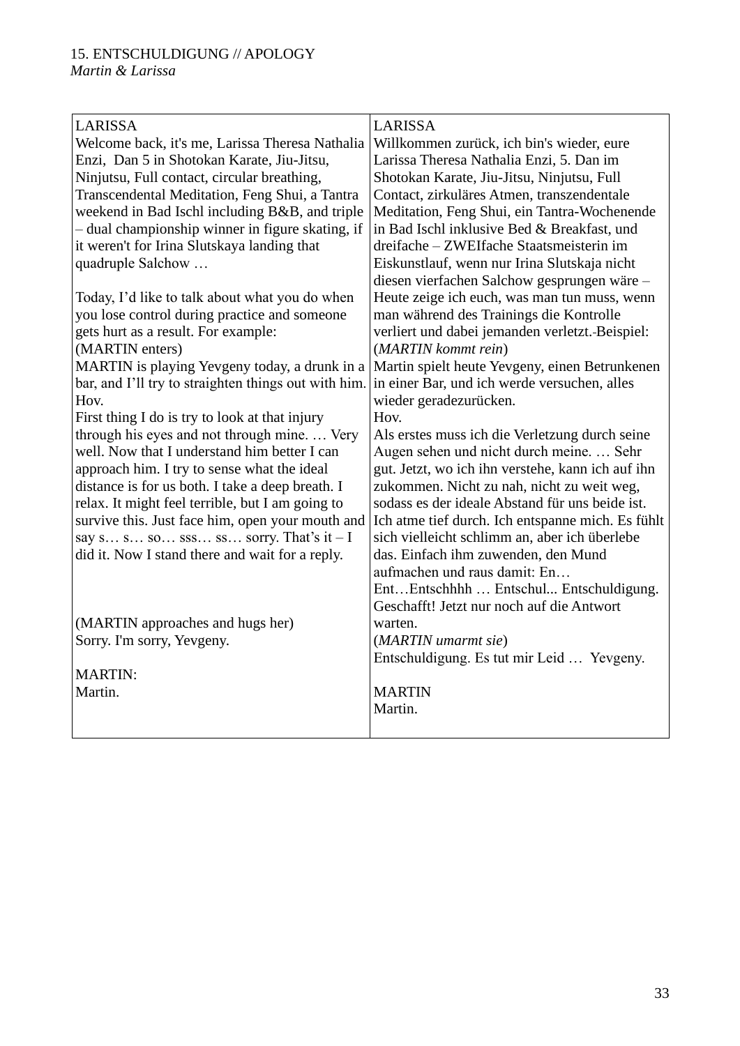15. ENTSCHULDIGUNG // APOLOGY
*Martin & Larissa*

| LARISSA<br>Welcome back, it's me, Larissa Theresa Nathalia Enzi, Dan 5 in Shotokan Karate, Jiu-Jitsu, Ninjutsu, Full contact, circular breathing, Transcendental Meditation, Feng Shui, a Tantra weekend in Bad Ischl including B&B, and triple – dual championship winner in figure skating, if it weren't for Irina Slutskaya landing that quadruple Salchow …<br><br>Today, I'd like to talk about what you do when you lose control during practice and someone gets hurt as a result. For example:<br>(MARTIN enters)<br>MARTIN is playing Yevgeny today, a drunk in a bar, and I'll try to straighten things out with him.<br>Hov.<br>First thing I do is try to look at that injury through his eyes and not through mine. … Very well. Now that I understand him better I can approach him. I try to sense what the ideal distance is for us both. I take a deep breath. I relax. It might feel terrible, but I am going to survive this. Just face him, open your mouth and say s… s… so… sss… ss… sorry. That's it – I did it. Now I stand there and wait for a reply.<br><br><br><br>(MARTIN approaches and hugs her)<br>Sorry. I'm sorry, Yevgeny.<br><br>MARTIN:<br>Martin. | LARISSA<br>Willkommen zurück, ich bin's wieder, eure Larissa Theresa Nathalia Enzi, 5. Dan im Shotokan Karate, Jiu-Jitsu, Ninjutsu, Full Contact, zirkuläres Atmen, transzendentale Meditation, Feng Shui, ein Tantra-Wochenende in Bad Ischl inklusive Bed & Breakfast, und dreifache – ZWEIfache Staatsmeisterin im Eiskunstlauf, wenn nur Irina Slutskaja nicht diesen vierfachen Salchow gesprungen wäre –<br>Heute zeige ich euch, was man tun muss, wenn man während des Trainings die Kontrolle verliert und dabei jemanden verletzt.-Beispiel:<br>(*MARTIN kommt rein*)<br>Martin spielt heute Yevgeny, einen Betrunkenen in einer Bar, und ich werde versuchen, alles wieder geradezurücken.<br>Hov.<br>Als erstes muss ich die Verletzung durch seine Augen sehen und nicht durch meine. … Sehr gut. Jetzt, wo ich ihn verstehe, kann ich auf ihn zukommen. Nicht zu nah, nicht zu weit weg, sodass es der ideale Abstand für uns beide ist. Ich atme tief durch. Ich entspanne mich. Es fühlt sich vielleicht schlimm an, aber ich überlebe das. Einfach ihm zuwenden, den Mund aufmachen und raus damit: En… Ent…Entschhhh … Entschul... Entschuldigung. Geschafft! Jetzt nur noch auf die Antwort warten.<br>(*MARTIN umarmt sie*)<br>Entschuldigung. Es tut mir Leid … Yevgeny.<br><br>MARTIN<br>Martin. |
|---|---|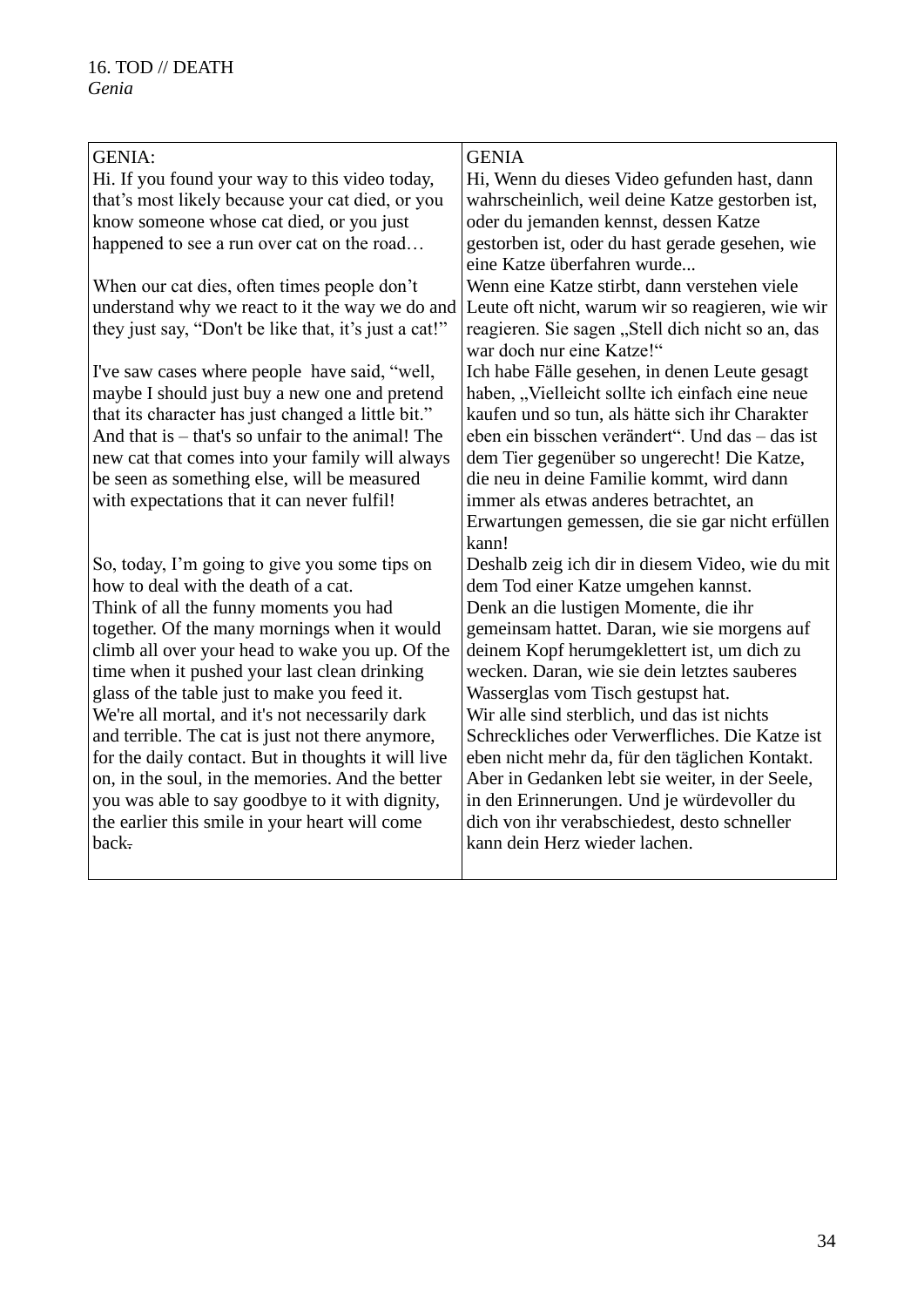16. TOD // DEATH
*Genia*

| GENIA:<br>Hi. If you found your way to this video today, that's most likely because your cat died, or you know someone whose cat died, or you just happened to see a run over cat on the road… | GENIA<br>Hi, Wenn du dieses Video gefunden hast, dann wahrscheinlich, weil deine Katze gestorben ist, oder du jemanden kennst, dessen Katze gestorben ist, oder du hast gerade gesehen, wie eine Katze überfahren wurde... |
|---|---|
| When our cat dies, often times people don't understand why we react to it the way we do and they just say, "Don't be like that, it's just a cat!" | Wenn eine Katze stirbt, dann verstehen viele Leute oft nicht, warum wir so reagieren, wie wir reagieren. Sie sagen „Stell dich nicht so an, das war doch nur eine Katze!" |
| I've saw cases where people have said, "well, maybe I should just buy a new one and pretend that its character has just changed a little bit." And that is – that's so unfair to the animal! The new cat that comes into your family will always be seen as something else, will be measured with expectations that it can never fulfil! | Ich habe Fälle gesehen, in denen Leute gesagt haben, „Vielleicht sollte ich einfach eine neue kaufen und so tun, als hätte sich ihr Charakter eben ein bisschen verändert". Und das – das ist dem Tier gegenüber so ungerecht! Die Katze, die neu in deine Familie kommt, wird dann immer als etwas anderes betrachtet, an Erwartungen gemessen, die sie gar nicht erfüllen kann! |
| So, today, I'm going to give you some tips on how to deal with the death of a cat.<br>Think of all the funny moments you had together. Of the many mornings when it would climb all over your head to wake you up. Of the time when it pushed your last clean drinking glass of the table just to make you feed it.<br>We're all mortal, and it's not necessarily dark and terrible. The cat is just not there anymore, for the daily contact. But in thoughts it will live on, in the soul, in the memories. And the better you was able to say goodbye to it with dignity, the earlier this smile in your heart will come back. | Deshalb zeig ich dir in diesem Video, wie du mit dem Tod einer Katze umgehen kannst.<br>Denk an die lustigen Momente, die ihr gemeinsam hattet. Daran, wie sie morgens auf deinem Kopf herumgeklettert ist, um dich zu wecken. Daran, wie sie dein letztes sauberes Wasserglas vom Tisch gestupst hat.<br>Wir alle sind sterblich, und das ist nichts Schreckliches oder Verwerfliches. Die Katze ist eben nicht mehr da, für den täglichen Kontakt. Aber in Gedanken lebt sie weiter, in der Seele, in den Erinnerungen. Und je würdevoller du dich von ihr verabschiedest, desto schneller kann dein Herz wieder lachen. |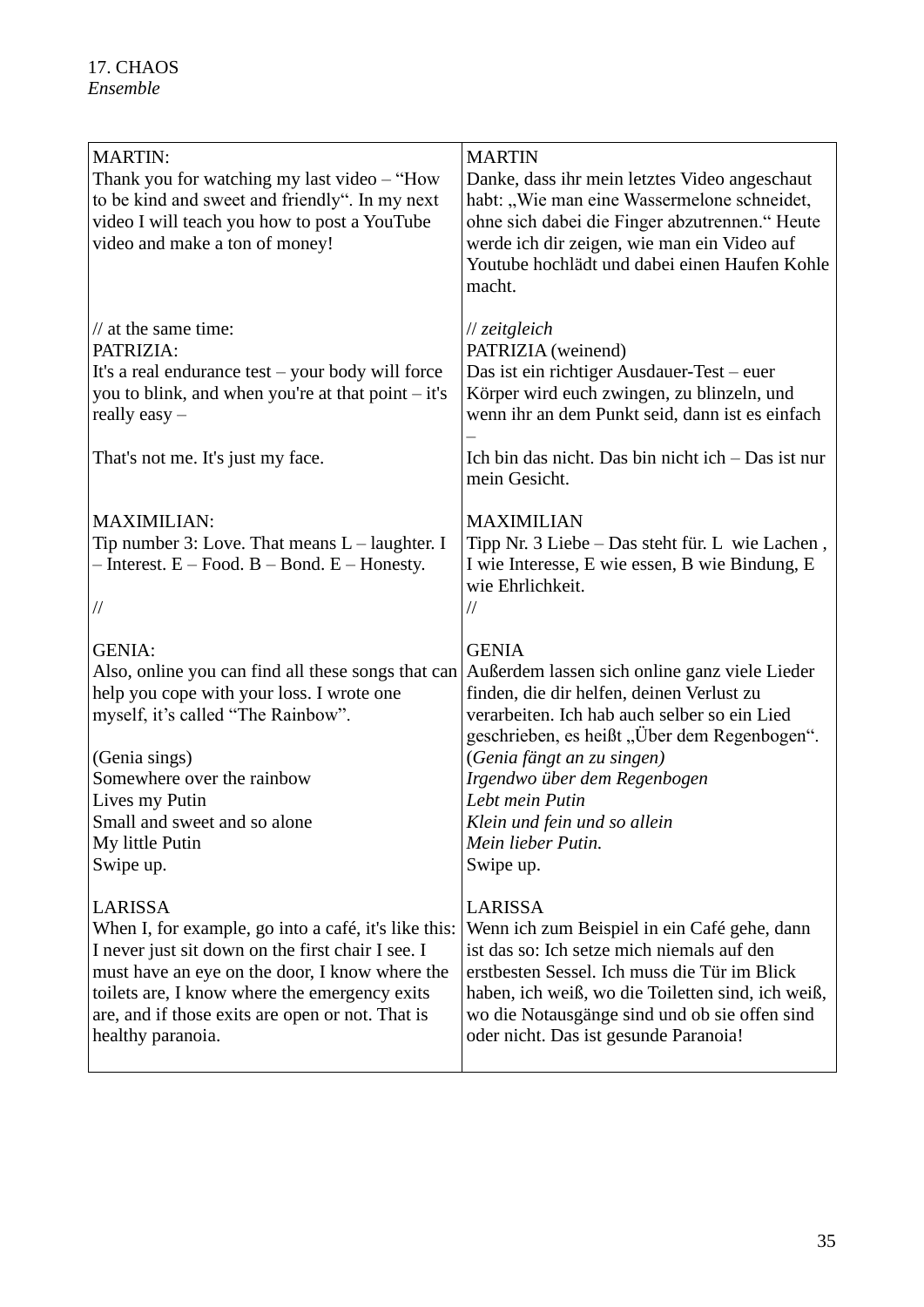17. CHAOS
*Ensemble*

| MARTIN:<br>Thank you for watching my last video – "How to be kind and sweet and friendly". In my next video I will teach you how to post a YouTube video and make a ton of money!<br><br>// at the same time:<br>PATRIZIA:<br>It's a real endurance test – your body will force you to blink, and when you're at that point – it's really easy –<br><br>That's not me. It's just my face.<br><br>MAXIMILIAN:<br>Tip number 3: Love. That means L – laughter. I – Interest. E – Food. B – Bond. E – Honesty.<br><br>//<br><br>GENIA:<br>Also, online you can find all these songs that can help you cope with your loss. I wrote one myself, it's called "The Rainbow".<br><br>(Genia sings)<br>Somewhere over the rainbow<br>Lives my Putin<br>Small and sweet and so alone<br>My little Putin<br>Swipe up.<br><br>LARISSA<br>When I, for example, go into a café, it's like this: I never just sit down on the first chair I see. I must have an eye on the door, I know where the toilets are, I know where the emergency exits are, and if those exits are open or not. That is healthy paranoia. | MARTIN<br>Danke, dass ihr mein letztes Video angeschaut habt: „Wie man eine Wassermelone schneidet, ohne sich dabei die Finger abzutrennen." Heute werde ich dir zeigen, wie man ein Video auf Youtube hochlädt und dabei einen Haufen Kohle macht.<br><br>// *zeitgleich*<br>PATRIZIA (weinend)<br>Das ist ein richtiger Ausdauer-Test – euer Körper wird euch zwingen, zu blinzeln, und wenn ihr an dem Punkt seid, dann ist es einfach –<br>Ich bin das nicht. Das bin nicht ich – Das ist nur mein Gesicht.<br><br>MAXIMILIAN<br>Tipp Nr. 3 Liebe – Das steht für. L wie Lachen , I wie Interesse, E wie essen, B wie Bindung, E wie Ehrlichkeit.<br>//<br><br>GENIA<br>Außerdem lassen sich online ganz viele Lieder finden, die dir helfen, deinen Verlust zu verarbeiten. Ich hab auch selber so ein Lied geschrieben, es heißt „Über dem Regenbogen".<br>*(Genia fängt an zu singen)*<br>*Irgendwo über dem Regenbogen*<br>*Lebt mein Putin*<br>*Klein und fein und so allein*<br>*Mein lieber Putin.*<br>Swipe up.<br><br>LARISSA<br>Wenn ich zum Beispiel in ein Café gehe, dann ist das so: Ich setze mich niemals auf den erstbesten Sessel. Ich muss die Tür im Blick haben, ich weiß, wo die Toiletten sind, ich weiß, wo die Notausgänge sind und ob sie offen sind oder nicht. Das ist gesunde Paranoia! |
|---|---|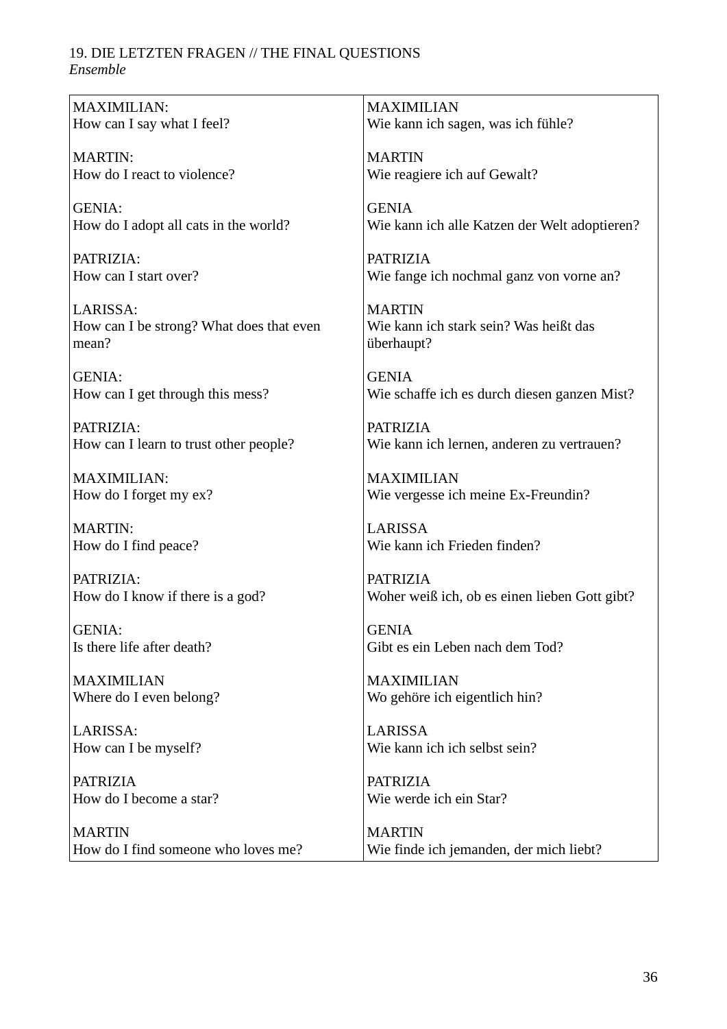19. DIE LETZTEN FRAGEN // THE FINAL QUESTIONS
*Ensemble*

| | |
|---|---|
| MAXIMILIAN:<br>How can I say what I feel? | MAXIMILIAN<br>Wie kann ich sagen, was ich fühle? |
| MARTIN:<br>How do I react to violence? | MARTIN<br>Wie reagiere ich auf Gewalt? |
| GENIA:<br>How do I adopt all cats in the world? | GENIA<br>Wie kann ich alle Katzen der Welt adoptieren? |
| PATRIZIA:<br>How can I start over? | PATRIZIA<br>Wie fange ich nochmal ganz von vorne an? |
| LARISSA:<br>How can I be strong? What does that even mean? | MARTIN<br>Wie kann ich stark sein? Was heißt das überhaupt? |
| GENIA:<br>How can I get through this mess? | GENIA<br>Wie schaffe ich es durch diesen ganzen Mist? |
| PATRIZIA:<br>How can I learn to trust other people? | PATRIZIA<br>Wie kann ich lernen, anderen zu vertrauen? |
| MAXIMILIAN:<br>How do I forget my ex? | MAXIMILIAN<br>Wie vergesse ich meine Ex-Freundin? |
| MARTIN:<br>How do I find peace? | LARISSA<br>Wie kann ich Frieden finden? |
| PATRIZIA:<br>How do I know if there is a god? | PATRIZIA<br>Woher weiß ich, ob es einen lieben Gott gibt? |
| GENIA:<br>Is there life after death? | GENIA<br>Gibt es ein Leben nach dem Tod? |
| MAXIMILIAN<br>Where do I even belong? | MAXIMILIAN<br>Wo gehöre ich eigentlich hin? |
| LARISSA:<br>How can I be myself? | LARISSA<br>Wie kann ich ich selbst sein? |
| PATRIZIA<br>How do I become a star? | PATRIZIA<br>Wie werde ich ein Star? |
| MARTIN<br>How do I find someone who loves me? | MARTIN<br>Wie finde ich jemanden, der mich liebt? |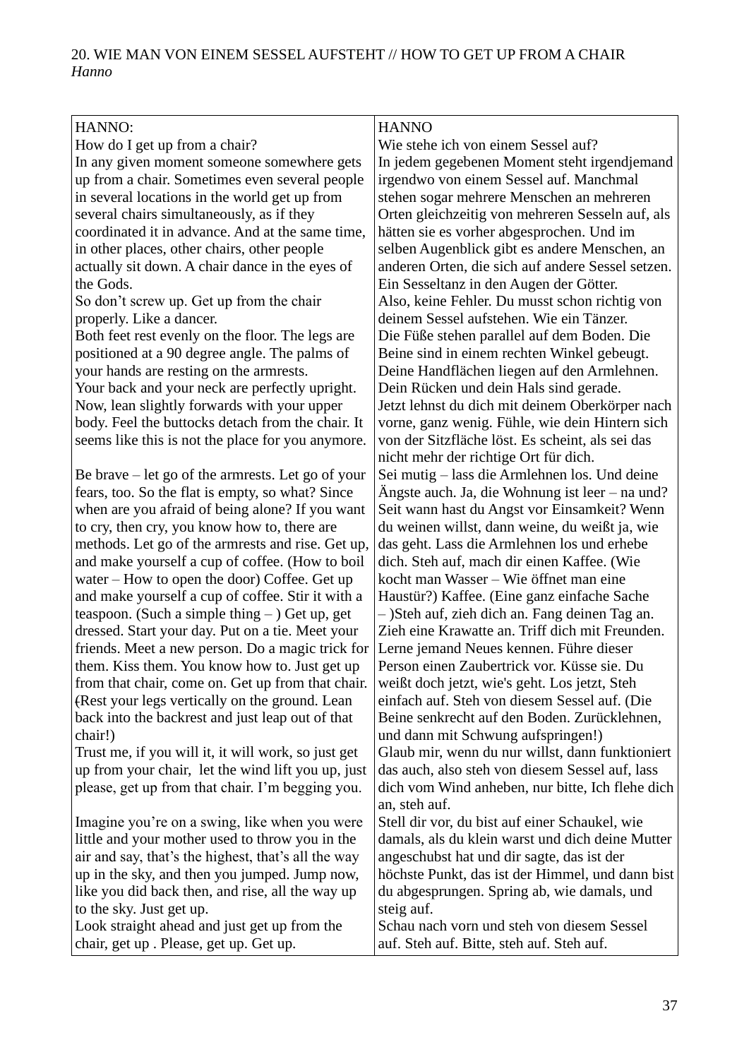20. WIE MAN VON EINEM SESSEL AUFSTEHT // HOW TO GET UP FROM A CHAIR
*Hanno*

| | |
|---|---|
| HANNO:<br>How do I get up from a chair?<br>In any given moment someone somewhere gets up from a chair. Sometimes even several people in several locations in the world get up from several chairs simultaneously, as if they coordinated it in advance. And at the same time, in other places, other chairs, other people actually sit down. A chair dance in the eyes of the Gods.<br>So don't screw up. Get up from the chair properly. Like a dancer.<br>Both feet rest evenly on the floor. The legs are positioned at a 90 degree angle. The palms of your hands are resting on the armrests.<br>Your back and your neck are perfectly upright. Now, lean slightly forwards with your upper body. Feel the buttocks detach from the chair. It seems like this is not the place for you anymore.<br><br>Be brave – let go of the armrests. Let go of your fears, too. So the flat is empty, so what? Since when are you afraid of being alone? If you want to cry, then cry, you know how to, there are methods. Let go of the armrests and rise. Get up, and make yourself a cup of coffee. (How to boil water – How to open the door) Coffee. Get up and make yourself a cup of coffee. Stir it with a teaspoon. (Such a simple thing – ) Get up, get dressed. Start your day. Put on a tie. Meet your friends. Meet a new person. Do a magic trick for them. Kiss them. You know how to. Just get up from that chair, come on. Get up from that chair. (Rest your legs vertically on the ground. Lean back into the backrest and just leap out of that chair!)<br>Trust me, if you will it, it will work, so just get up from your chair, let the wind lift you up, just please, get up from that chair. I'm begging you.<br><br>Imagine you're on a swing, like when you were little and your mother used to throw you in the air and say, that's the highest, that's all the way up in the sky, and then you jumped. Jump now, like you did back then, and rise, all the way up to the sky. Just get up.<br>Look straight ahead and just get up from the chair, get up . Please, get up. Get up. | HANNO<br>Wie stehe ich von einem Sessel auf?<br>In jedem gegebenen Moment steht irgendjemand irgendwo von einem Sessel auf. Manchmal stehen sogar mehrere Menschen an mehreren Orten gleichzeitig von mehreren Sesseln auf, als hätten sie es vorher abgesprochen. Und im selben Augenblick gibt es andere Menschen, an anderen Orten, die sich auf andere Sessel setzen. Ein Sesseltanz in den Augen der Götter.<br>Also, keine Fehler. Du musst schon richtig von deinem Sessel aufstehen. Wie ein Tänzer.<br>Die Füße stehen parallel auf dem Boden. Die Beine sind in einem rechten Winkel gebeugt. Deine Handflächen liegen auf den Armlehnen.<br>Dein Rücken und dein Hals sind gerade.<br>Jetzt lehnst du dich mit deinem Oberkörper nach vorne, ganz wenig. Fühle, wie dein Hintern sich von der Sitzfläche löst. Es scheint, als sei das nicht mehr der richtige Ort für dich.<br>Sei mutig – lass die Armlehnen los. Und deine Ängste auch. Ja, die Wohnung ist leer – na und? Seit wann hast du Angst vor Einsamkeit? Wenn du weinen willst, dann weine, du weißt ja, wie das geht. Lass die Armlehnen los und erhebe dich. Steh auf, mach dir einen Kaffee. (Wie kocht man Wasser – Wie öffnet man eine Haustür?) Kaffee. (Eine ganz einfache Sache – )Steh auf, zieh dich an. Fang deinen Tag an. Zieh eine Krawatte an. Triff dich mit Freunden. Lerne jemand Neues kennen. Führe dieser Person einen Zaubertrick vor. Küsse sie. Du weißt doch jetzt, wie's geht. Los jetzt, Steh einfach auf. Steh von diesem Sessel auf. (Die Beine senkrecht auf den Boden. Zurücklehnen, und dann mit Schwung aufspringen!)<br>Glaub mir, wenn du nur willst, dann funktioniert das auch, also steh von diesem Sessel auf, lass dich vom Wind anheben, nur bitte, Ich flehe dich an, steh auf.<br>Stell dir vor, du bist auf einer Schaukel, wie damals, als du klein warst und dich deine Mutter angeschubst hat und dir sagte, das ist der höchste Punkt, das ist der Himmel, und dann bist du abgesprungen. Spring ab, wie damals, und steig auf.<br>Schau nach vorn und steh von diesem Sessel auf. Steh auf. Bitte, steh auf. Steh auf. |